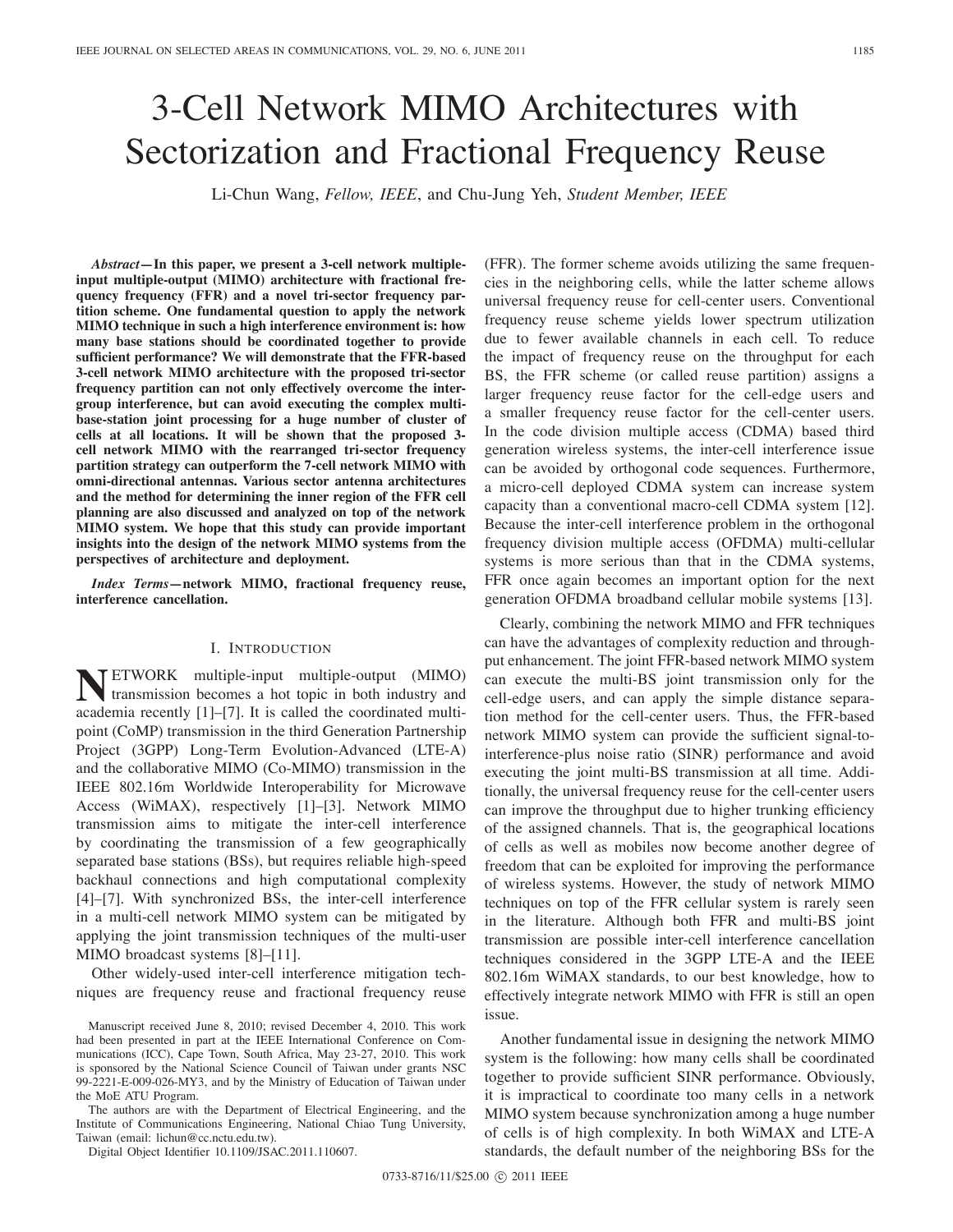# 3-Cell Network MIMO Architectures with Sectorization and Fractional Frequency Reuse

Li-Chun Wang, *Fellow, IEEE*, and Chu-Jung Yeh, *Student Member, IEEE*

***Abstract*—In this paper, we present a 3-cell network multiple-input multiple-output (MIMO) architecture with fractional frequency frequency (FFR) and a novel tri-sector frequency partition scheme. One fundamental question to apply the network MIMO technique in such a high interference environment is: how many base stations should be coordinated together to provide sufficient performance? We will demonstrate that the FFR-based 3-cell network MIMO architecture with the proposed tri-sector frequency partition can not only effectively overcome the inter-group interference, but can avoid executing the complex multi-base-station joint processing for a huge number of cluster of cells at all locations. It will be shown that the proposed 3-cell network MIMO with the rearranged tri-sector frequency partition strategy can outperform the 7-cell network MIMO with omni-directional antennas. Various sector antenna architectures and the method for determining the inner region of the FFR cell planning are also discussed and analyzed on top of the network MIMO system. We hope that this study can provide important insights into the design of the network MIMO systems from the perspectives of architecture and deployment.**

***Index Terms*—network MIMO, fractional frequency reuse, interference cancellation.**

## I. Introduction

Network multiple-input multiple-output (MIMO) transmission becomes a hot topic in both industry and academia recently [1]–[7]. It is called the coordinated multi-point (CoMP) transmission in the third Generation Partnership Project (3GPP) Long-Term Evolution-Advanced (LTE-A) and the collaborative MIMO (Co-MIMO) transmission in the IEEE 802.16m Worldwide Interoperability for Microwave Access (WiMAX), respectively [1]–[3]. Network MIMO transmission aims to mitigate the inter-cell interference by coordinating the transmission of a few geographically separated base stations (BSs), but requires reliable high-speed backhaul connections and high computational complexity [4]–[7]. With synchronized BSs, the inter-cell interference in a multi-cell network MIMO system can be mitigated by applying the joint transmission techniques of the multi-user MIMO broadcast systems [8]–[11].

Other widely-used inter-cell interference mitigation techniques are frequency reuse and fractional frequency reuse (FFR). The former scheme avoids utilizing the same frequencies in the neighboring cells, while the latter scheme allows universal frequency reuse for cell-center users. Conventional frequency reuse scheme yields lower spectrum utilization due to fewer available channels in each cell. To reduce the impact of frequency reuse on the throughput for each BS, the FFR scheme (or called reuse partition) assigns a larger frequency reuse factor for the cell-edge users and a smaller frequency reuse factor for the cell-center users. In the code division multiple access (CDMA) based third generation wireless systems, the inter-cell interference issue can be avoided by orthogonal code sequences. Furthermore, a micro-cell deployed CDMA system can increase system capacity than a conventional macro-cell CDMA system [12]. Because the inter-cell interference problem in the orthogonal frequency division multiple access (OFDMA) multi-cellular systems is more serious than that in the CDMA systems, FFR once again becomes an important option for the next generation OFDMA broadband cellular mobile systems [13].

Clearly, combining the network MIMO and FFR techniques can have the advantages of complexity reduction and throughput enhancement. The joint FFR-based network MIMO system can execute the multi-BS joint transmission only for the cell-edge users, and can apply the simple distance separation method for the cell-center users. Thus, the FFR-based network MIMO system can provide the sufficient signal-to-interference-plus noise ratio (SINR) performance and avoid executing the joint multi-BS transmission at all time. Additionally, the universal frequency reuse for the cell-center users can improve the throughput due to higher trunking efficiency of the assigned channels. That is, the geographical locations of cells as well as mobiles now become another degree of freedom that can be exploited for improving the performance of wireless systems. However, the study of network MIMO techniques on top of the FFR cellular system is rarely seen in the literature. Although both FFR and multi-BS joint transmission are possible inter-cell interference cancellation techniques considered in the 3GPP LTE-A and the IEEE 802.16m WiMAX standards, to our best knowledge, how to effectively integrate network MIMO with FFR is still an open issue.

Another fundamental issue in designing the network MIMO system is the following: how many cells shall be coordinated together to provide sufficient SINR performance. Obviously, it is impractical to coordinate too many cells in a network MIMO system because synchronization among a huge number of cells is of high complexity. In both WiMAX and LTE-A standards, the default number of the neighboring BSs for the

Manuscript received June 8, 2010; revised December 4, 2010. This work had been presented in part at the IEEE International Conference on Communications (ICC), Cape Town, South Africa, May 23-27, 2010. This work is sponsored by the National Science Council of Taiwan under grants NSC 99-2221-E-009-026-MY3, and by the Ministry of Education of Taiwan under the MoE ATU Program.

The authors are with the Department of Electrical Engineering, and the Institute of Communications Engineering, National Chiao Tung University, Taiwan (email: lichun@cc.nctu.edu.tw).

Digital Object Identifier 10.1109/JSAC.2011.110607.

0733-8716/11/$25.00 © 2011 IEEE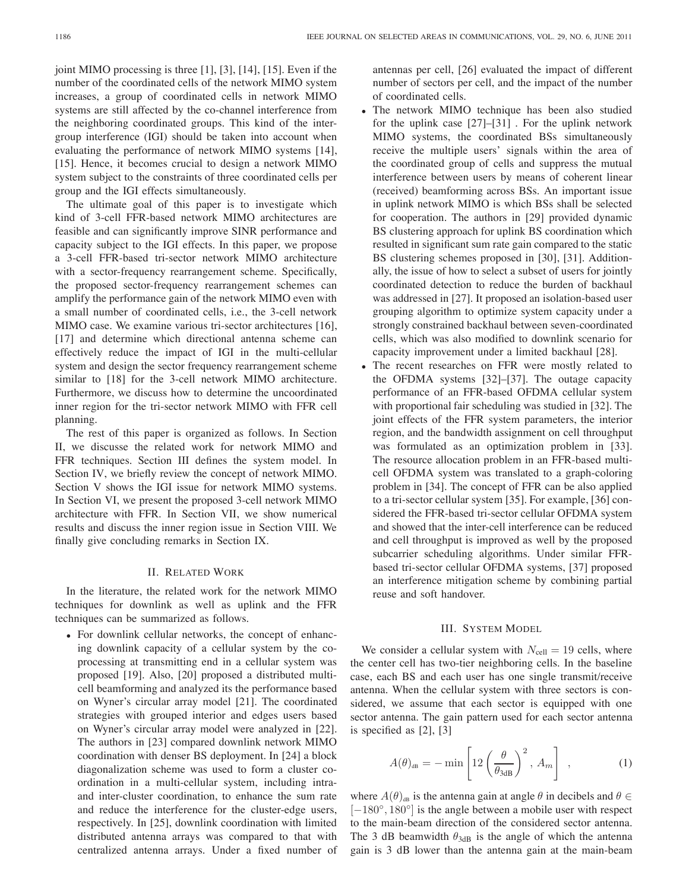joint MIMO processing is three [1], [3], [14], [15]. Even if the number of the coordinated cells of the network MIMO system increases, a group of coordinated cells in network MIMO systems are still affected by the co-channel interference from the neighboring coordinated groups. This kind of the inter-group interference (IGI) should be taken into account when evaluating the performance of network MIMO systems [14], [15]. Hence, it becomes crucial to design a network MIMO system subject to the constraints of three coordinated cells per group and the IGI effects simultaneously.

The ultimate goal of this paper is to investigate which kind of 3-cell FFR-based network MIMO architectures are feasible and can significantly improve SINR performance and capacity subject to the IGI effects. In this paper, we propose a 3-cell FFR-based tri-sector network MIMO architecture with a sector-frequency rearrangement scheme. Specifically, the proposed sector-frequency rearrangement schemes can amplify the performance gain of the network MIMO even with a small number of coordinated cells, i.e., the 3-cell network MIMO case. We examine various tri-sector architectures [16], [17] and determine which directional antenna scheme can effectively reduce the impact of IGI in the multi-cellular system and design the sector frequency rearrangement scheme similar to [18] for the 3-cell network MIMO architecture. Furthermore, we discuss how to determine the uncoordinated inner region for the tri-sector network MIMO with FFR cell planning.

The rest of this paper is organized as follows. In Section II, we discuss the related work for network MIMO and FFR techniques. Section III defines the system model. In Section IV, we briefly review the concept of network MIMO. Section V shows the IGI issue for network MIMO systems. In Section VI, we present the proposed 3-cell network MIMO architecture with FFR. In Section VII, we show numerical results and discuss the inner region issue in Section VIII. We finally give concluding remarks in Section IX.

## II. Related Work

In the literature, the related work for the network MIMO techniques for downlink as well as uplink and the FFR techniques can be summarized as follows.

- For downlink cellular networks, the concept of enhancing downlink capacity of a cellular system by the co-processing at transmitting end in a cellular system was proposed [19]. Also, [20] proposed a distributed multi-cell beamforming and analyzed its the performance based on Wyner's circular array model [21]. The coordinated strategies with grouped interior and edges users based on Wyner's circular array model were analyzed in [22]. The authors in [23] compared downlink network MIMO coordination with denser BS deployment. In [24] a block diagonalization scheme was used to form a cluster coordination in a multi-cellular system, including intra- and inter-cluster coordination, to enhance the sum rate and reduce the interference for the cluster-edge users, respectively. In [25], downlink coordination with limited distributed antenna arrays was compared to that with centralized antenna arrays. Under a fixed number of antennas per cell, [26] evaluated the impact of different number of sectors per cell, and the impact of the number of coordinated cells.
- The network MIMO technique has been also studied for the uplink case [27]–[31] . For the uplink network MIMO systems, the coordinated BSs simultaneously receive the multiple users' signals within the area of the coordinated group of cells and suppress the mutual interference between users by means of coherent linear (received) beamforming across BSs. An important issue in uplink network MIMO is which BSs shall be selected for cooperation. The authors in [29] provided dynamic BS clustering approach for uplink BS coordination which resulted in significant sum rate gain compared to the static BS clustering schemes proposed in [30], [31]. Additionally, the issue of how to select a subset of users for jointly coordinated detection to reduce the burden of backhaul was addressed in [27]. It proposed an isolation-based user grouping algorithm to optimize system capacity under a strongly constrained backhaul between seven-coordinated cells, which was also modified to downlink scenario for capacity improvement under a limited backhaul [28].
- The recent researches on FFR were mostly related to the OFDMA systems [32]–[37]. The outage capacity performance of an FFR-based OFDMA cellular system with proportional fair scheduling was studied in [32]. The joint effects of the FFR system parameters, the interior region, and the bandwidth assignment on cell throughput was formulated as an optimization problem in [33]. The resource allocation problem in an FFR-based multi-cell OFDMA system was translated to a graph-coloring problem in [34]. The concept of FFR can be also applied to a tri-sector cellular system [35]. For example, [36] considered the FFR-based tri-sector cellular OFDMA system and showed that the inter-cell interference can be reduced and cell throughput is improved as well by the proposed subcarrier scheduling algorithms. Under similar FFR-based tri-sector cellular OFDMA systems, [37] proposed an interference mitigation scheme by combining partial reuse and soft handover.

## III. System Model

We consider a cellular system with $N_{\text{cell}} = 19$ cells, where the center cell has two-tier neighboring cells. In the baseline case, each BS and each user has one single transmit/receive antenna. When the cellular system with three sectors is considered, we assume that each sector is equipped with one sector antenna. The gain pattern used for each sector antenna is specified as [2], [3]

$$A(\theta)_{\text{dB}} = -\min\left[12\left(\frac{\theta}{\theta_{3\text{dB}}}\right)^2,\ A_m\right]\ , \tag{1}$$

where $A(\theta)_{\text{dB}}$ is the antenna gain at angle $\theta$ in decibels and $\theta \in [-180^\circ, 180^\circ]$ is the angle between a mobile user with respect to the main-beam direction of the considered sector antenna. The 3 dB beamwidth $\theta_{3\text{dB}}$ is the angle of which the antenna gain is 3 dB lower than the antenna gain at the main-beam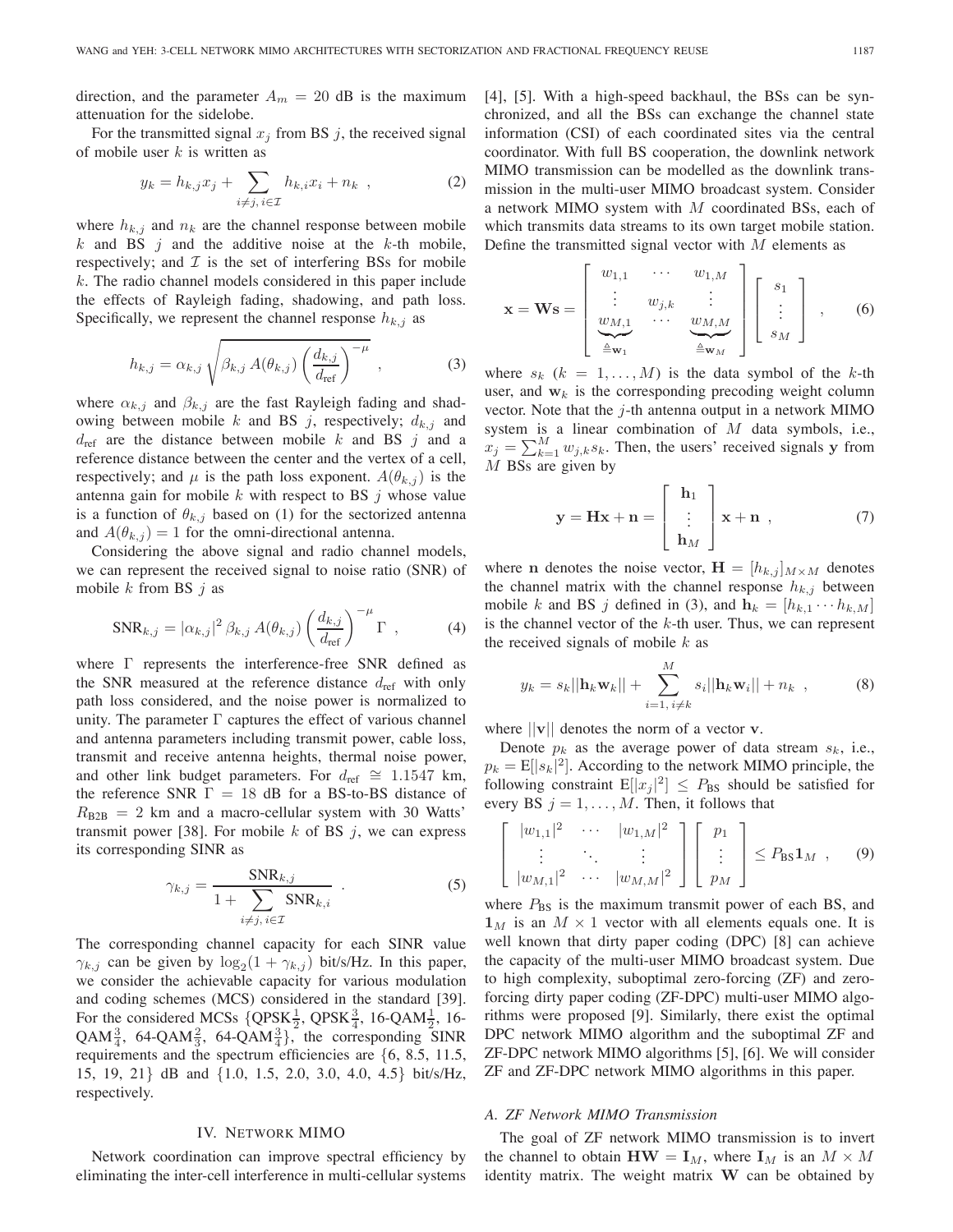direction, and the parameter $A_m = 20$ dB is the maximum attenuation for the sidelobe.

For the transmitted signal $x_j$ from BS $j$, the received signal of mobile user $k$ is written as

$$y_k = h_{k,j} x_j + \sum_{i \neq j,\, i \in \mathcal{I}} h_{k,i} x_i + n_k \ , \tag{2}$$

where $h_{k,j}$ and $n_k$ are the channel response between mobile $k$ and BS $j$ and the additive noise at the $k$-th mobile, respectively; and $\mathcal{I}$ is the set of interfering BSs for mobile $k$. The radio channel models considered in this paper include the effects of Rayleigh fading, shadowing, and path loss. Specifically, we represent the channel response $h_{k,j}$ as

$$h_{k,j} = \alpha_{k,j} \sqrt{\beta_{k,j}\, A(\theta_{k,j}) \left(\frac{d_{k,j}}{d_{\text{ref}}}\right)^{-\mu}} \ , \tag{3}$$

where $\alpha_{k,j}$ and $\beta_{k,j}$ are the fast Rayleigh fading and shadowing between mobile $k$ and BS $j$, respectively; $d_{k,j}$ and $d_{\text{ref}}$ are the distance between mobile $k$ and BS $j$ and a reference distance between the center and the vertex of a cell, respectively; and $\mu$ is the path loss exponent. $A(\theta_{k,j})$ is the antenna gain for mobile $k$ with respect to BS $j$ whose value is a function of $\theta_{k,j}$ based on (1) for the sectorized antenna and $A(\theta_{k,j}) = 1$ for the omni-directional antenna.

Considering the above signal and radio channel models, we can represent the received signal to noise ratio (SNR) of mobile $k$ from BS $j$ as

$$\text{SNR}_{k,j} = |\alpha_{k,j}|^2\, \beta_{k,j}\, A(\theta_{k,j}) \left(\frac{d_{k,j}}{d_{\text{ref}}}\right)^{-\mu} \Gamma \ , \tag{4}$$

where $\Gamma$ represents the interference-free SNR defined as the SNR measured at the reference distance $d_{\text{ref}}$ with only path loss considered, and the noise power is normalized to unity. The parameter $\Gamma$ captures the effect of various channel and antenna parameters including transmit power, cable loss, transmit and receive antenna heights, thermal noise power, and other link budget parameters. For $d_{\text{ref}} \cong 1.1547$ km, the reference SNR $\Gamma = 18$ dB for a BS-to-BS distance of $R_{\text{B2B}} = 2$ km and a macro-cellular system with 30 Watts' transmit power [38]. For mobile $k$ of BS $j$, we can express its corresponding SINR as

$$\gamma_{k,j} = \frac{\text{SNR}_{k,j}}{1 + \sum_{i \neq j,\, i \in \mathcal{I}} \text{SNR}_{k,i}} \ . \tag{5}$$

The corresponding channel capacity for each SINR value $\gamma_{k,j}$ can be given by $\log_2(1 + \gamma_{k,j})$ bit/s/Hz. In this paper, we consider the achievable capacity for various modulation and coding schemes (MCS) considered in the standard [39]. For the considered MCSs {QPSK$\frac{1}{2}$, QPSK$\frac{3}{4}$, 16-QAM$\frac{1}{2}$, 16-QAM$\frac{3}{4}$, 64-QAM$\frac{2}{3}$, 64-QAM$\frac{3}{4}$}, the corresponding SINR requirements and the spectrum efficiencies are {6, 8.5, 11.5, 15, 19, 21} dB and {1.0, 1.5, 2.0, 3.0, 4.0, 4.5} bit/s/Hz, respectively.

## IV. Network MIMO

Network coordination can improve spectral efficiency by eliminating the inter-cell interference in multi-cellular systems [4], [5]. With a high-speed backhaul, the BSs can be synchronized, and all the BSs can exchange the channel state information (CSI) of each coordinated sites via the central coordinator. With full BS cooperation, the downlink network MIMO transmission can be modelled as the downlink transmission in the multi-user MIMO broadcast system. Consider a network MIMO system with $M$ coordinated BSs, each of which transmits data streams to its own target mobile station. Define the transmitted signal vector with $M$ elements as

$$\mathbf{x} = \mathbf{W}\mathbf{s} = \begin{bmatrix} w_{1,1} & \cdots & w_{1,M} \\ \vdots & w_{j,k} & \vdots \\ \underbrace{w_{M,1}}_{\triangleq \mathbf{w}_1} & \cdots & \underbrace{w_{M,M}}_{\triangleq \mathbf{w}_M} \end{bmatrix} \begin{bmatrix} s_1 \\ \vdots \\ s_M \end{bmatrix} \ , \tag{6}$$

where $s_k$ ($k = 1, \ldots, M$) is the data symbol of the $k$-th user, and $\mathbf{w}_k$ is the corresponding precoding weight column vector. Note that the $j$-th antenna output in a network MIMO system is a linear combination of $M$ data symbols, i.e., $x_j = \sum_{k=1}^{M} w_{j,k} s_k$. Then, the users' received signals $\mathbf{y}$ from $M$ BSs are given by

$$\mathbf{y} = \mathbf{H}\mathbf{x} + \mathbf{n} = \begin{bmatrix} \mathbf{h}_1 \\ \vdots \\ \mathbf{h}_M \end{bmatrix} \mathbf{x} + \mathbf{n} \ , \tag{7}$$

where $\mathbf{n}$ denotes the noise vector, $\mathbf{H} = [h_{k,j}]_{M \times M}$ denotes the channel matrix with the channel response $h_{k,j}$ between mobile $k$ and BS $j$ defined in (3), and $\mathbf{h}_k = [h_{k,1} \cdots h_{k,M}]$ is the channel vector of the $k$-th user. Thus, we can represent the received signals of mobile $k$ as

$$y_k = s_k ||\mathbf{h}_k \mathbf{w}_k|| + \sum_{i=1,\, i \neq k}^{M} s_i ||\mathbf{h}_k \mathbf{w}_i|| + n_k \ , \tag{8}$$

where $||\mathbf{v}||$ denotes the norm of a vector $\mathbf{v}$.

Denote $p_k$ as the average power of data stream $s_k$, i.e., $p_k = \mathrm{E}[|s_k|^2]$. According to the network MIMO principle, the following constraint $\mathrm{E}[|x_j|^2] \leq P_{\text{BS}}$ should be satisfied for every BS $j = 1, \ldots, M$. Then, it follows that

$$\begin{bmatrix} |w_{1,1}|^2 & \cdots & |w_{1,M}|^2 \\ \vdots & \ddots & \vdots \\ |w_{M,1}|^2 & \cdots & |w_{M,M}|^2 \end{bmatrix} \begin{bmatrix} p_1 \\ \vdots \\ p_M \end{bmatrix} \leq P_{\text{BS}} \mathbf{1}_M \ , \tag{9}$$

where $P_{\text{BS}}$ is the maximum transmit power of each BS, and $\mathbf{1}_M$ is an $M \times 1$ vector with all elements equals one. It is well known that dirty paper coding (DPC) [8] can achieve the capacity of the multi-user MIMO broadcast system. Due to high complexity, suboptimal zero-forcing (ZF) and zero-forcing dirty paper coding (ZF-DPC) multi-user MIMO algorithms were proposed [9]. Similarly, there exist the optimal DPC network MIMO algorithm and the suboptimal ZF and ZF-DPC network MIMO algorithms [5], [6]. We will consider ZF and ZF-DPC network MIMO algorithms in this paper.

### A. ZF Network MIMO Transmission

The goal of ZF network MIMO transmission is to invert the channel to obtain $\mathbf{H}\mathbf{W} = \mathbf{I}_M$, where $\mathbf{I}_M$ is an $M \times M$ identity matrix. The weight matrix $\mathbf{W}$ can be obtained by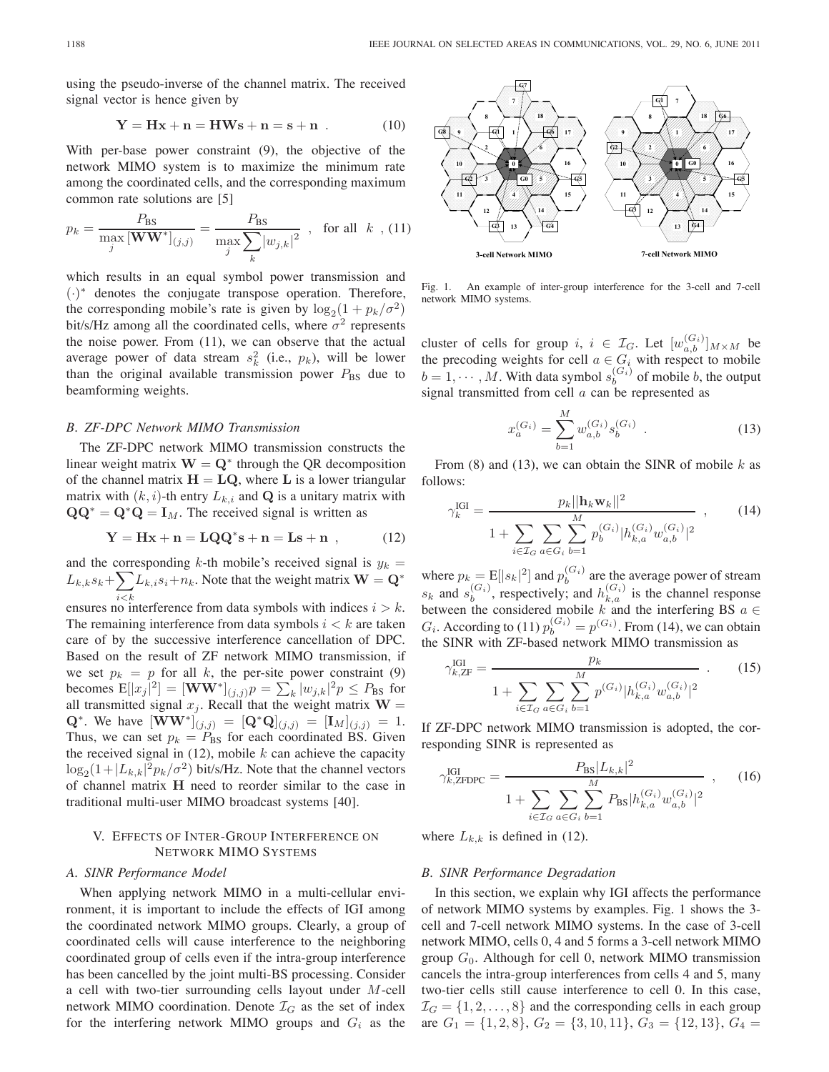using the pseudo-inverse of the channel matrix. The received signal vector is hence given by

$$\mathbf{Y} = \mathbf{H}\mathbf{x} + \mathbf{n} = \mathbf{H}\mathbf{W}\mathbf{s} + \mathbf{n} = \mathbf{s} + \mathbf{n} \ . \quad (10)$$

With per-base power constraint (9), the objective of the network MIMO system is to maximize the minimum rate among the coordinated cells, and the corresponding maximum common rate solutions are [5]

$$p_k = \frac{P_{\text{BS}}}{\max_j [\mathbf{W}\mathbf{W}^*]_{(j,j)}} = \frac{P_{\text{BS}}}{\max_j \sum_k |w_{j,k}|^2} \ , \quad \text{for all} \ \ k \ , \quad (11)$$

which results in an equal symbol power transmission and $(\cdot)^*$ denotes the conjugate transpose operation. Therefore, the corresponding mobile's rate is given by $\log_2(1 + p_k/\sigma^2)$ bit/s/Hz among all the coordinated cells, where $\sigma^2$ represents the noise power. From (11), we can observe that the actual average power of data stream $s_k^2$ (i.e., $p_k$), will be lower than the original available transmission power $P_{\text{BS}}$ due to beamforming weights.

### B. ZF-DPC Network MIMO Transmission

The ZF-DPC network MIMO transmission constructs the linear weight matrix $\mathbf{W} = \mathbf{Q}^*$ through the QR decomposition of the channel matrix $\mathbf{H} = \mathbf{L}\mathbf{Q}$, where $\mathbf{L}$ is a lower triangular matrix with $(k,i)$-th entry $L_{k,i}$ and $\mathbf{Q}$ is a unitary matrix with $\mathbf{Q}\mathbf{Q}^* = \mathbf{Q}^*\mathbf{Q} = \mathbf{I}_M$. The received signal is written as

$$\mathbf{Y} = \mathbf{H}\mathbf{x} + \mathbf{n} = \mathbf{L}\mathbf{Q}\mathbf{Q}^*\mathbf{s} + \mathbf{n} = \mathbf{L}\mathbf{s} + \mathbf{n} \ , \quad (12)$$

and the corresponding $k$-th mobile's received signal is $y_k = L_{k,k}s_k + \sum_{i<k} L_{k,i}s_i + n_k$. Note that the weight matrix $\mathbf{W} = \mathbf{Q}^*$ ensures no interference from data symbols with indices $i > k$. The remaining interference from data symbols $i < k$ are taken care of by the successive interference cancellation of DPC. Based on the result of ZF network MIMO transmission, if we set $p_k = p$ for all $k$, the per-site power constraint (9) becomes $\text{E}[|x_j|^2] = [\mathbf{W}\mathbf{W}^*]_{(j,j)}p = \sum_k |w_{j,k}|^2 p \leq P_{\text{BS}}$ for all transmitted signal $x_j$. Recall that the weight matrix $\mathbf{W} = \mathbf{Q}^*$. We have $[\mathbf{W}\mathbf{W}^*]_{(j,j)} = [\mathbf{Q}^*\mathbf{Q}]_{(j,j)} = [\mathbf{I}_M]_{(j,j)} = 1$. Thus, we can set $p_k = P_{\text{BS}}$ for each coordinated BS. Given the received signal in (12), mobile $k$ can achieve the capacity $\log_2(1+|L_{k,k}|^2 p_k/\sigma^2)$ bit/s/Hz. Note that the channel vectors of channel matrix $\mathbf{H}$ need to reorder similar to the case in traditional multi-user MIMO broadcast systems [40].

## V. Effects of Inter-Group Interference on Network MIMO Systems

### A. SINR Performance Model

When applying network MIMO in a multi-cellular environment, it is important to include the effects of IGI among the coordinated network MIMO groups. Clearly, a group of coordinated cells will cause interference to the neighboring coordinated group of cells even if the intra-group interference has been cancelled by the joint multi-BS processing. Consider a cell with two-tier surrounding cells layout under $M$-cell network MIMO coordination. Denote $\mathcal{I}_G$ as the set of index for the interfering network MIMO groups and $G_i$ as the cluster of cells for group $i$, $i \in \mathcal{I}_G$. Let $[w_{a,b}^{(G_i)}]_{M \times M}$ be the precoding weights for cell $a \in G_i$ with respect to mobile $b = 1, \cdots, M$. With data symbol $s_b^{(G_i)}$ of mobile $b$, the output signal transmitted from cell $a$ can be represented as

$$x_a^{(G_i)} = \sum_{b=1}^{M} w_{a,b}^{(G_i)} s_b^{(G_i)} \ . \quad (13)$$

From (8) and (13), we can obtain the SINR of mobile $k$ as follows:

$$\gamma_k^{\text{IGI}} = \frac{p_k ||\mathbf{h}_k \mathbf{w}_k||^2}{1 + \sum_{i \in \mathcal{I}_G} \sum_{a \in G_i} \sum_{b=1}^{M} p_b^{(G_i)} |h_{k,a}^{(G_i)} w_{a,b}^{(G_i)}|^2} \ , \quad (14)$$

where $p_k = \text{E}[|s_k|^2]$ and $p_b^{(G_i)}$ are the average power of stream $s_k$ and $s_b^{(G_i)}$, respectively; and $h_{k,a}^{(G_i)}$ is the channel response between the considered mobile $k$ and the interfering BS $a \in G_i$. According to (11) $p_b^{(G_i)} = p^{(G_i)}$. From (14), we can obtain the SINR with ZF-based network MIMO transmission as

$$\gamma_{k,\text{ZF}}^{\text{IGI}} = \frac{p_k}{1 + \sum_{i \in \mathcal{I}_G} \sum_{a \in G_i} \sum_{b=1}^{M} p^{(G_i)} |h_{k,a}^{(G_i)} w_{a,b}^{(G_i)}|^2} \ . \quad (15)$$

If ZF-DPC network MIMO transmission is adopted, the corresponding SINR is represented as

$$\gamma_{k,\text{ZFDPC}}^{\text{IGI}} = \frac{P_{\text{BS}} |L_{k,k}|^2}{1 + \sum_{i \in \mathcal{I}_G} \sum_{a \in G_i} \sum_{b=1}^{M} P_{\text{BS}} |h_{k,a}^{(G_i)} w_{a,b}^{(G_i)}|^2} \ , \quad (16)$$

where $L_{k,k}$ is defined in (12).

Fig. 1. An example of inter-group interference for the 3-cell and 7-cell network MIMO systems.

### B. SINR Performance Degradation

In this section, we explain why IGI affects the performance of network MIMO systems by examples. Fig. 1 shows the 3-cell and 7-cell network MIMO systems. In the case of 3-cell network MIMO, cells 0, 4 and 5 forms a 3-cell network MIMO group $G_0$. Although for cell 0, network MIMO transmission cancels the intra-group interferences from cells 4 and 5, many two-tier cells still cause interference to cell 0. In this case, $\mathcal{I}_G = \{1, 2, \ldots, 8\}$ and the corresponding cells in each group are $G_1 = \{1, 2, 8\}$, $G_2 = \{3, 10, 11\}$, $G_3 = \{12, 13\}$, $G_4 =$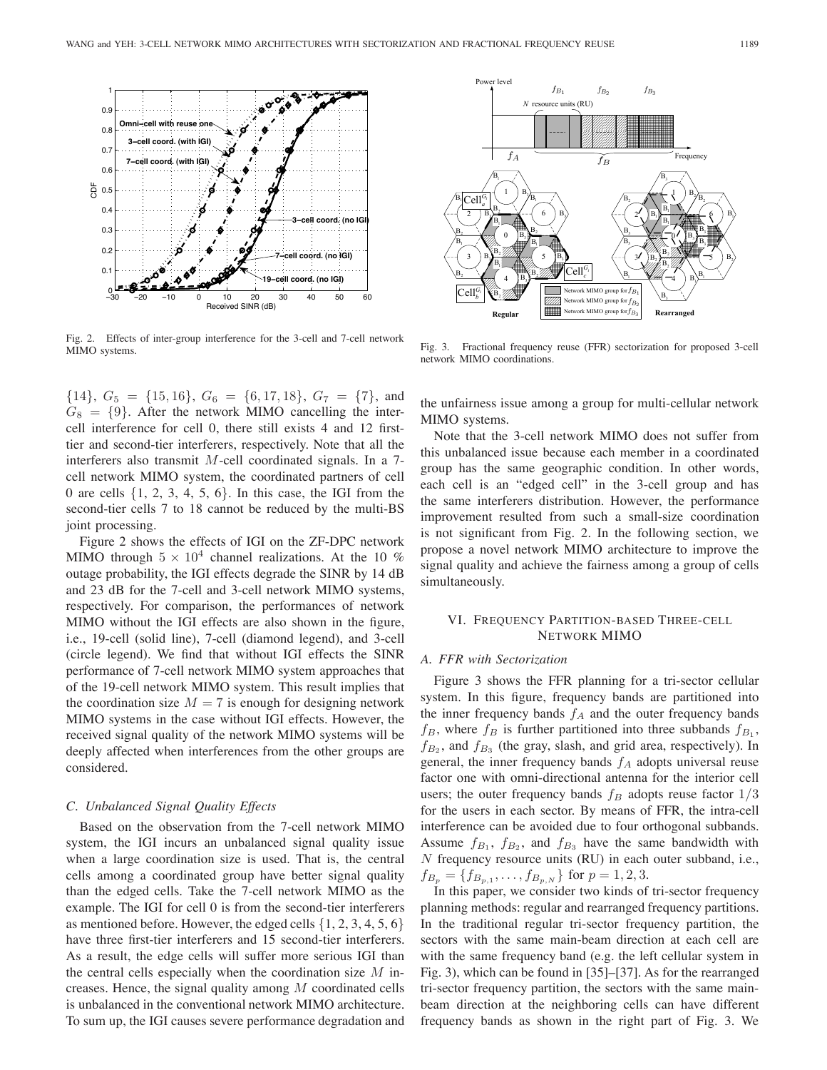Fig. 2. Effects of inter-group interference for the 3-cell and 7-cell network MIMO systems.

Fig. 3. Fractional frequency reuse (FFR) sectorization for proposed 3-cell network MIMO coordinations.

$\{14\}$, $G_5 = \{15, 16\}$, $G_6 = \{6, 17, 18\}$, $G_7 = \{7\}$, and $G_8 = \{9\}$. After the network MIMO cancelling the inter-cell interference for cell 0, there still exists 4 and 12 first-tier and second-tier interferers, respectively. Note that all the interferers also transmit $M$-cell coordinated signals. In a 7-cell network MIMO system, the coordinated partners of cell 0 are cells $\{1, 2, 3, 4, 5, 6\}$. In this case, the IGI from the second-tier cells 7 to 18 cannot be reduced by the multi-BS joint processing.

Figure 2 shows the effects of IGI on the ZF-DPC network MIMO through $5 \times 10^4$ channel realizations. At the 10 % outage probability, the IGI effects degrade the SINR by 14 dB and 23 dB for the 7-cell and 3-cell network MIMO systems, respectively. For comparison, the performances of network MIMO without the IGI effects are also shown in the figure, i.e., 19-cell (solid line), 7-cell (diamond legend), and 3-cell (circle legend). We find that without IGI effects the SINR performance of 7-cell network MIMO system approaches that of the 19-cell network MIMO system. This result implies that the coordination size $M = 7$ is enough for designing network MIMO systems in the case without IGI effects. However, the received signal quality of the network MIMO systems will be deeply affected when interferences from the other groups are considered.

### C. Unbalanced Signal Quality Effects

Based on the observation from the 7-cell network MIMO system, the IGI incurs an unbalanced signal quality issue when a large coordination size is used. That is, the central cells among a coordinated group have better signal quality than the edged cells. Take the 7-cell network MIMO as the example. The IGI for cell 0 is from the second-tier interferers as mentioned before. However, the edged cells $\{1, 2, 3, 4, 5, 6\}$ have three first-tier interferers and 15 second-tier interferers. As a result, the edge cells will suffer more serious IGI than the central cells especially when the coordination size $M$ increases. Hence, the signal quality among $M$ coordinated cells is unbalanced in the conventional network MIMO architecture. To sum up, the IGI causes severe performance degradation and the unfairness issue among a group for multi-cellular network MIMO systems.

Note that the 3-cell network MIMO does not suffer from this unbalanced issue because each member in a coordinated group has the same geographic condition. In other words, each cell is an "edged cell" in the 3-cell group and has the same interferers distribution. However, the performance improvement resulted from such a small-size coordination is not significant from Fig. 2. In the following section, we propose a novel network MIMO architecture to improve the signal quality and achieve the fairness among a group of cells simultaneously.

## VI. Frequency Partition-based Three-cell Network MIMO

### A. FFR with Sectorization

Figure 3 shows the FFR planning for a tri-sector cellular system. In this figure, frequency bands are partitioned into the inner frequency bands $f_A$ and the outer frequency bands $f_B$, where $f_B$ is further partitioned into three subbands $f_{B_1}$, $f_{B_2}$, and $f_{B_3}$ (the gray, slash, and grid area, respectively). In general, the inner frequency bands $f_A$ adopts universal reuse factor one with omni-directional antenna for the interior cell users; the outer frequency bands $f_B$ adopts reuse factor $1/3$ for the users in each sector. By means of FFR, the intra-cell interference can be avoided due to four orthogonal subbands. Assume $f_{B_1}$, $f_{B_2}$, and $f_{B_3}$ have the same bandwidth with $N$ frequency resource units (RU) in each outer subband, i.e., $f_{B_p} = \{f_{B_{p,1}}, \ldots, f_{B_{p,N}}\}$ for $p = 1, 2, 3$.

In this paper, we consider two kinds of tri-sector frequency planning methods: regular and rearranged frequency partitions. In the traditional regular tri-sector frequency partition, the sectors with the same main-beam direction at each cell are with the same frequency band (e.g. the left cellular system in Fig. 3), which can be found in [35]–[37]. As for the rearranged tri-sector frequency partition, the sectors with the same main-beam direction at the neighboring cells can have different frequency bands as shown in the right part of Fig. 3. We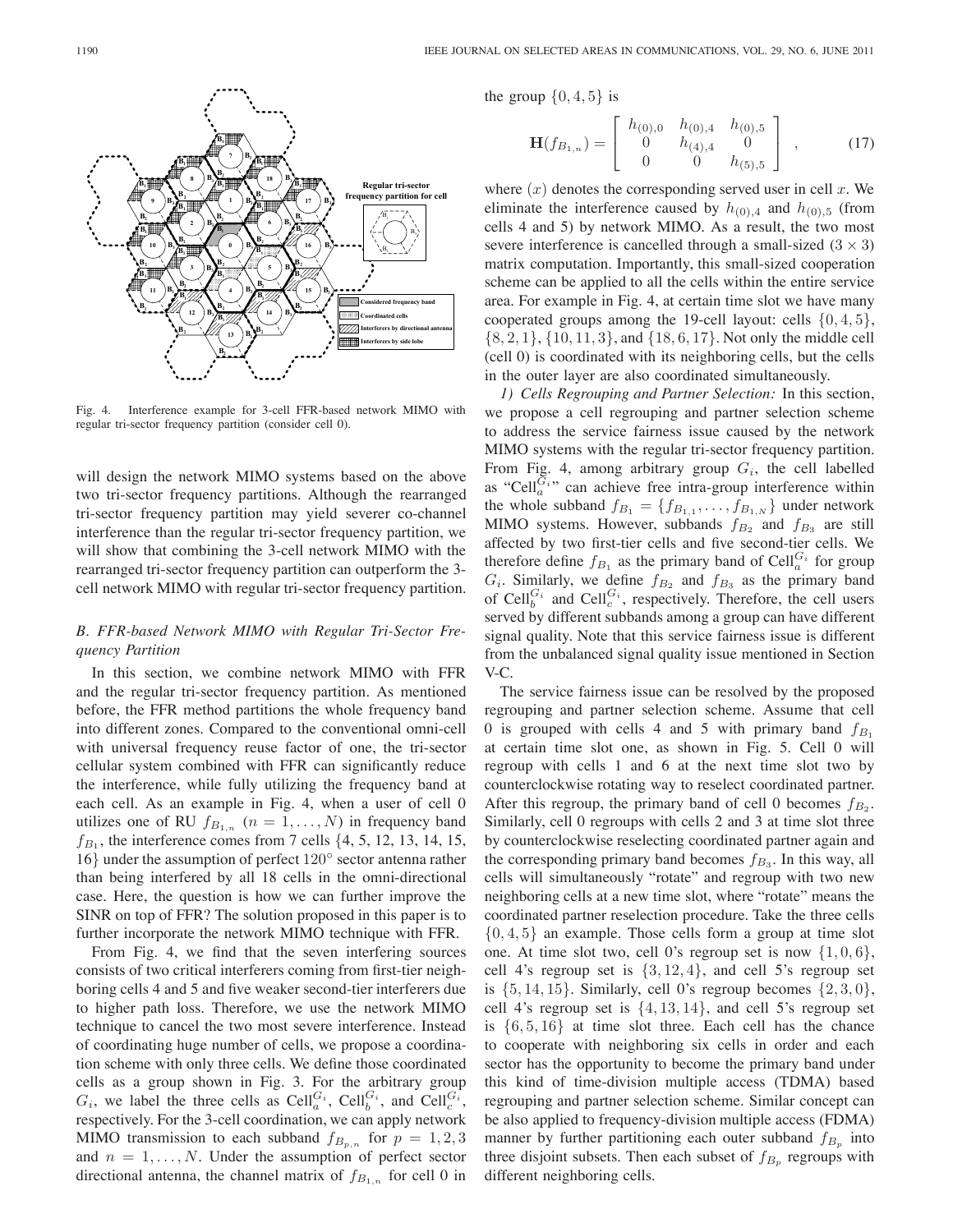Fig. 4. Interference example for 3-cell FFR-based network MIMO with regular tri-sector frequency partition (consider cell 0).

will design the network MIMO systems based on the above two tri-sector frequency partitions. Although the rearranged tri-sector frequency partition may yield severer co-channel interference than the regular tri-sector frequency partition, we will show that combining the 3-cell network MIMO with the rearranged tri-sector frequency partition can outperform the 3-cell network MIMO with regular tri-sector frequency partition.

### *B. FFR-based Network MIMO with Regular Tri-Sector Frequency Partition*

In this section, we combine network MIMO with FFR and the regular tri-sector frequency partition. As mentioned before, the FFR method partitions the whole frequency band into different zones. Compared to the conventional omni-cell with universal frequency reuse factor of one, the tri-sector cellular system combined with FFR can significantly reduce the interference, while fully utilizing the frequency band at each cell. As an example in Fig. 4, when a user of cell 0 utilizes one of RU $f_{B_{1,n}}$ ($n = 1, \ldots, N$) in frequency band $f_{B_1}$, the interference comes from 7 cells $\{4, 5, 12, 13, 14, 15, 16\}$ under the assumption of perfect $120^\circ$ sector antenna rather than being interfered by all 18 cells in the omni-directional case. Here, the question is how we can further improve the SINR on top of FFR? The solution proposed in this paper is to further incorporate the network MIMO technique with FFR.

From Fig. 4, we find that the seven interfering sources consists of two critical interferers coming from first-tier neighboring cells 4 and 5 and five weaker second-tier interferers due to higher path loss. Therefore, we use the network MIMO technique to cancel the two most severe interference. Instead of coordinating huge number of cells, we propose a coordination scheme with only three cells. We define those coordinated cells as a group shown in Fig. 3. For the arbitrary group $G_i$, we label the three cells as $\text{Cell}_a^{G_i}$, $\text{Cell}_b^{G_i}$, and $\text{Cell}_c^{G_i}$, respectively. For the 3-cell coordination, we can apply network MIMO transmission to each subband $f_{B_{p,n}}$ for $p = 1, 2, 3$ and $n = 1, \ldots, N$. Under the assumption of perfect sector directional antenna, the channel matrix of $f_{B_{1,n}}$ for cell 0 in the group $\{0, 4, 5\}$ is

$$\mathbf{H}(f_{B_{1,n}}) = \begin{bmatrix} h_{(0),0} & h_{(0),4} & h_{(0),5} \\ 0 & h_{(4),4} & 0 \\ 0 & 0 & h_{(5),5} \end{bmatrix}, \quad (17)$$

where $(x)$ denotes the corresponding served user in cell $x$. We eliminate the interference caused by $h_{(0),4}$ and $h_{(0),5}$ (from cells 4 and 5) by network MIMO. As a result, the two most severe interference is cancelled through a small-sized $(3 \times 3)$ matrix computation. Importantly, this small-sized cooperation scheme can be applied to all the cells within the entire service area. For example in Fig. 4, at certain time slot we have many cooperated groups among the 19-cell layout: cells $\{0, 4, 5\}$, $\{8, 2, 1\}$, $\{10, 11, 3\}$, and $\{18, 6, 17\}$. Not only the middle cell (cell 0) is coordinated with its neighboring cells, but the cells in the outer layer are also coordinated simultaneously.

*1) Cells Regrouping and Partner Selection:* In this section, we propose a cell regrouping and partner selection scheme to address the service fairness issue caused by the network MIMO systems with the regular tri-sector frequency partition. From Fig. 4, among arbitrary group $G_i$, the cell labelled as "$\text{Cell}_a^{G_i}$" can achieve free intra-group interference within the whole subband $f_{B_1} = \{f_{B_{1,1}}, \ldots, f_{B_{1,N}}\}$ under network MIMO systems. However, subbands $f_{B_2}$ and $f_{B_3}$ are still affected by two first-tier cells and five second-tier cells. We therefore define $f_{B_1}$ as the primary band of $\text{Cell}_a^{G_i}$ for group $G_i$. Similarly, we define $f_{B_2}$ and $f_{B_3}$ as the primary band of $\text{Cell}_b^{G_i}$ and $\text{Cell}_c^{G_i}$, respectively. Therefore, the cell users served by different subbands among a group can have different signal quality. Note that this service fairness issue is different from the unbalanced signal quality issue mentioned in Section V-C.

The service fairness issue can be resolved by the proposed regrouping and partner selection scheme. Assume that cell 0 is grouped with cells 4 and 5 with primary band $f_{B_1}$ at certain time slot one, as shown in Fig. 5. Cell 0 will regroup with cells 1 and 6 at the next time slot two by counterclockwise rotating way to reselect coordinated partner. After this regroup, the primary band of cell 0 becomes $f_{B_2}$. Similarly, cell 0 regroups with cells 2 and 3 at time slot three by counterclockwise reselecting coordinated partner again and the corresponding primary band becomes $f_{B_3}$. In this way, all cells will simultaneously "rotate" and regroup with two new neighboring cells at a new time slot, where "rotate" means the coordinated partner reselection procedure. Take the three cells $\{0, 4, 5\}$ an example. Those cells form a group at time slot one. At time slot two, cell 0's regroup set is now $\{1, 0, 6\}$, cell 4's regroup set is $\{3, 12, 4\}$, and cell 5's regroup set is $\{5, 14, 15\}$. Similarly, cell 0's regroup becomes $\{2, 3, 0\}$, cell 4's regroup set is $\{4, 13, 14\}$, and cell 5's regroup set is $\{6, 5, 16\}$ at time slot three. Each cell has the chance to cooperate with neighboring six cells in order and each sector has the opportunity to become the primary band under this kind of time-division multiple access (TDMA) based regrouping and partner selection scheme. Similar concept can be also applied to frequency-division multiple access (FDMA) manner by further partitioning each outer subband $f_{B_p}$ into three disjoint subsets. Then each subset of $f_{B_p}$ regroups with different neighboring cells.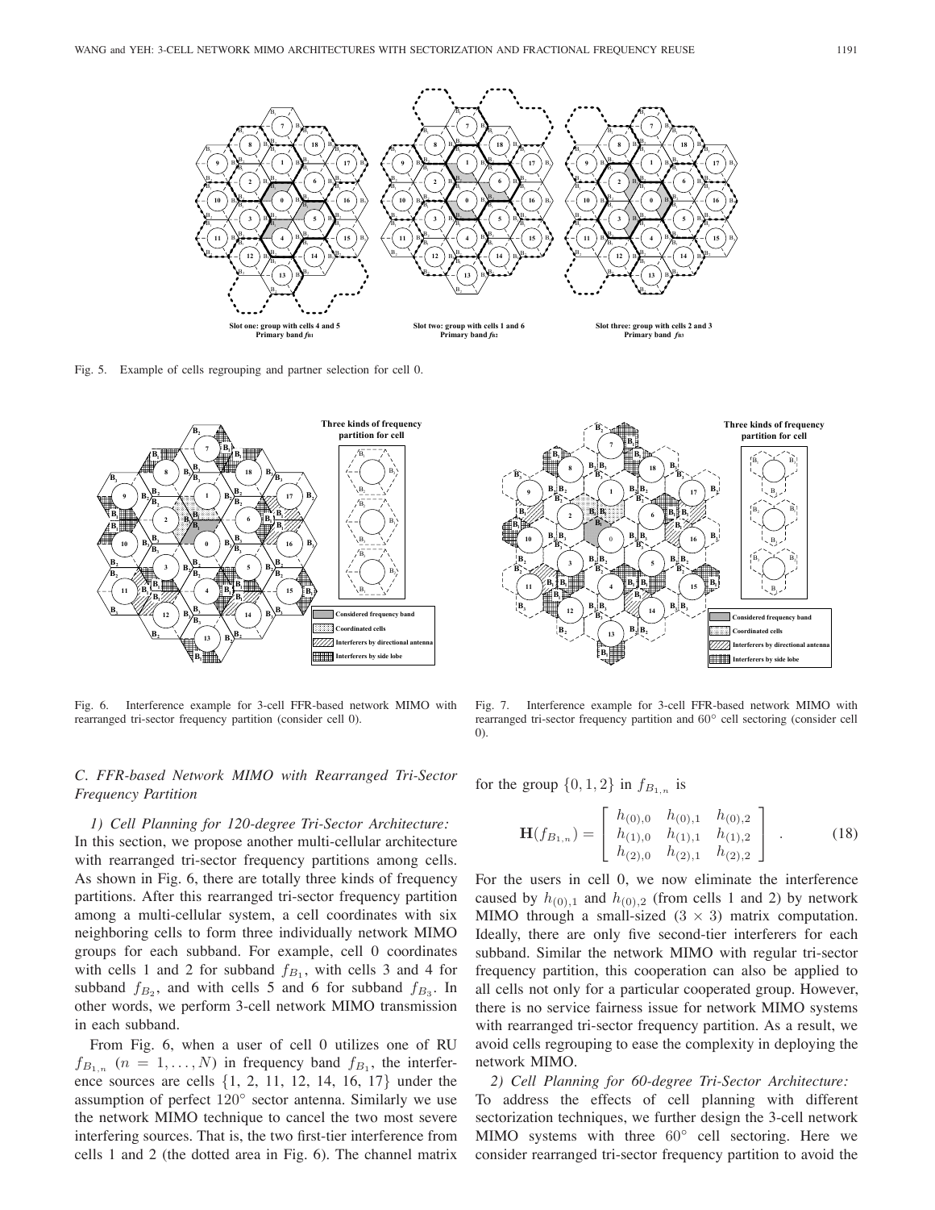Slot one: group with cells 4 and 5
Primary band $f_{B1}$

Slot two: group with cells 1 and 6
Primary band $f_{B2}$

Slot three: group with cells 2 and 3
Primary band $f_{B3}$

Fig. 5. Example of cells regrouping and partner selection for cell 0.

Fig. 6. Interference example for 3-cell FFR-based network MIMO with rearranged tri-sector frequency partition (consider cell 0).

Fig. 7. Interference example for 3-cell FFR-based network MIMO with rearranged tri-sector frequency partition and 60° cell sectoring (consider cell 0).

### C. FFR-based Network MIMO with Rearranged Tri-Sector Frequency Partition

*1) Cell Planning for 120-degree Tri-Sector Architecture:* In this section, we propose another multi-cellular architecture with rearranged tri-sector frequency partitions among cells. As shown in Fig. 6, there are totally three kinds of frequency partitions. After this rearranged tri-sector frequency partition among a multi-cellular system, a cell coordinates with six neighboring cells to form three individually network MIMO groups for each subband. For example, cell 0 coordinates with cells 1 and 2 for subband $f_{B_1}$, with cells 3 and 4 for subband $f_{B_2}$, and with cells 5 and 6 for subband $f_{B_3}$. In other words, we perform 3-cell network MIMO transmission in each subband.

From Fig. 6, when a user of cell 0 utilizes one of RU $f_{B_1,n}$ $(n = 1, \ldots, N)$ in frequency band $f_{B_1}$, the interference sources are cells {1, 2, 11, 12, 14, 16, 17} under the assumption of perfect 120° sector antenna. Similarly we use the network MIMO technique to cancel the two most severe interfering sources. That is, the two first-tier interference from cells 1 and 2 (the dotted area in Fig. 6). The channel matrix for the group $\{0, 1, 2\}$ in $f_{B_{1,n}}$ is

$$\mathbf{H}(f_{B_{1,n}}) = \begin{bmatrix} h_{(0),0} & h_{(0),1} & h_{(0),2} \\ h_{(1),0} & h_{(1),1} & h_{(1),2} \\ h_{(2),0} & h_{(2),1} & h_{(2),2} \end{bmatrix} . \tag{18}$$

For the users in cell 0, we now eliminate the interference caused by $h_{(0),1}$ and $h_{(0),2}$ (from cells 1 and 2) by network MIMO through a small-sized $(3 \times 3)$ matrix computation. Ideally, there are only five second-tier interferers for each subband. Similar the network MIMO with regular tri-sector frequency partition, this cooperation can also be applied to all cells not only for a particular cooperated group. However, there is no service fairness issue for network MIMO systems with rearranged tri-sector frequency partition. As a result, we avoid cells regrouping to ease the complexity in deploying the network MIMO.

*2) Cell Planning for 60-degree Tri-Sector Architecture:* To address the effects of cell planning with different sectorization techniques, we further design the 3-cell network MIMO systems with three 60° cell sectoring. Here we consider rearranged tri-sector frequency partition to avoid the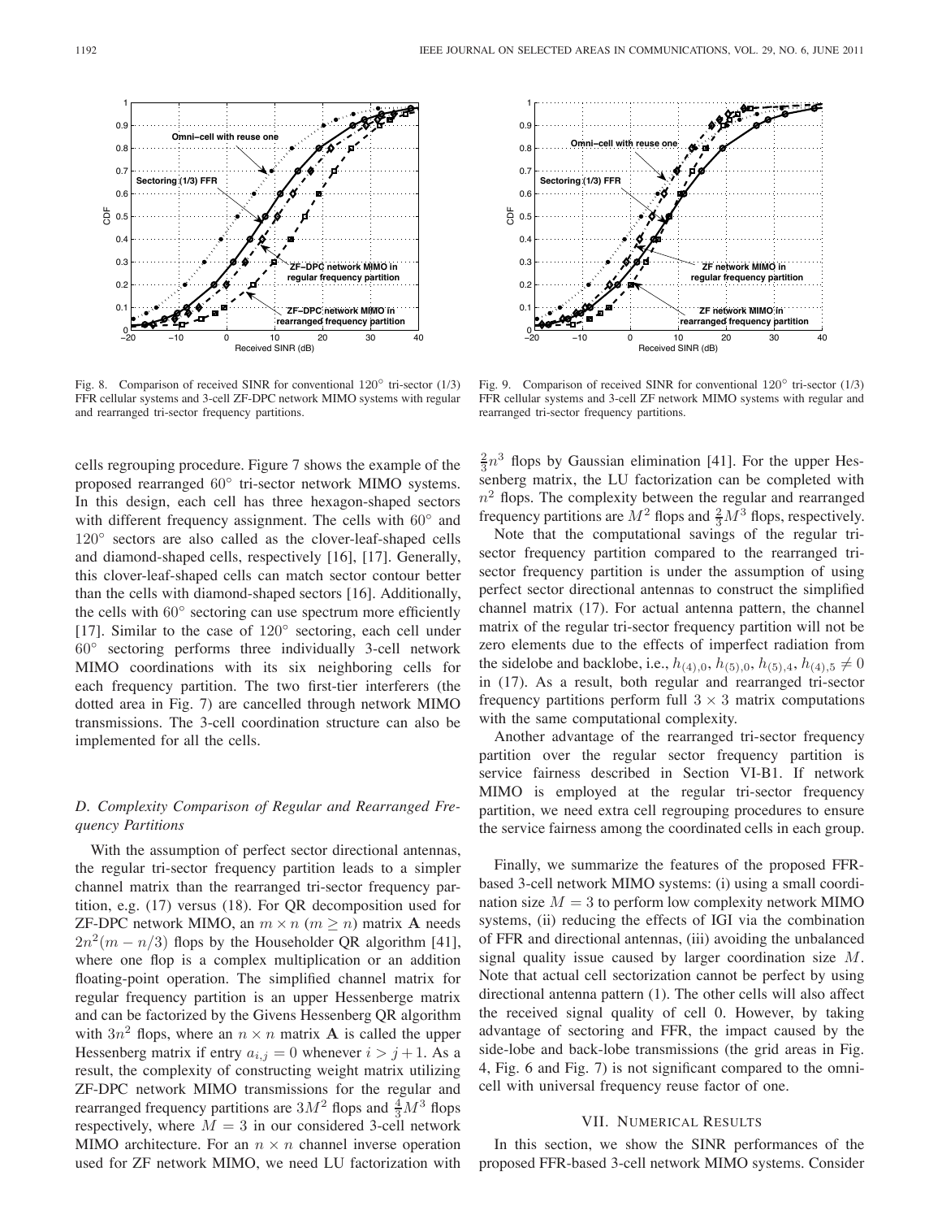Fig. 8. Comparison of received SINR for conventional $120^\circ$ tri-sector (1/3) FFR cellular systems and 3-cell ZF-DPC network MIMO systems with regular and rearranged tri-sector frequency partitions.

Fig. 9. Comparison of received SINR for conventional $120^\circ$ tri-sector (1/3) FFR cellular systems and 3-cell ZF network MIMO systems with regular and rearranged tri-sector frequency partitions.

cells regrouping procedure. Figure 7 shows the example of the proposed rearranged $60^\circ$ tri-sector network MIMO systems. In this design, each cell has three hexagon-shaped sectors with different frequency assignment. The cells with $60^\circ$ and $120^\circ$ sectors are also called as the clover-leaf-shaped cells and diamond-shaped cells, respectively [16], [17]. Generally, this clover-leaf-shaped cells can match sector contour better than the cells with diamond-shaped sectors [16]. Additionally, the cells with $60^\circ$ sectoring can use spectrum more efficiently [17]. Similar to the case of $120^\circ$ sectoring, each cell under $60^\circ$ sectoring performs three individually 3-cell network MIMO coordinations with its six neighboring cells for each frequency partition. The two first-tier interferers (the dotted area in Fig. 7) are cancelled through network MIMO transmissions. The 3-cell coordination structure can also be implemented for all the cells.

### D. Complexity Comparison of Regular and Rearranged Frequency Partitions

With the assumption of perfect sector directional antennas, the regular tri-sector frequency partition leads to a simpler channel matrix than the rearranged tri-sector frequency partition, e.g. (17) versus (18). For QR decomposition used for ZF-DPC network MIMO, an $m \times n$ ($m \geq n$) matrix $\mathbf{A}$ needs $2n^2(m - n/3)$ flops by the Householder QR algorithm [41], where one flop is a complex multiplication or an addition floating-point operation. The simplified channel matrix for regular frequency partition is an upper Hessenberge matrix and can be factorized by the Givens Hessenberg QR algorithm with $3n^2$ flops, where an $n \times n$ matrix $\mathbf{A}$ is called the upper Hessenberg matrix if entry $a_{i,j} = 0$ whenever $i > j+1$. As a result, the complexity of constructing weight matrix utilizing ZF-DPC network MIMO transmissions for the regular and rearranged frequency partitions are $3M^2$ flops and $\frac{4}{3}M^3$ flops respectively, where $M = 3$ in our considered 3-cell network MIMO architecture. For an $n \times n$ channel inverse operation used for ZF network MIMO, we need LU factorization with $\frac{2}{3}n^3$ flops by Gaussian elimination [41]. For the upper Hessenberg matrix, the LU factorization can be completed with $n^2$ flops. The complexity between the regular and rearranged frequency partitions are $M^2$ flops and $\frac{2}{3}M^3$ flops, respectively.

Note that the computational savings of the regular tri-sector frequency partition compared to the rearranged tri-sector frequency partition is under the assumption of using perfect sector directional antennas to construct the simplified channel matrix (17). For actual antenna pattern, the channel matrix of the regular tri-sector frequency partition will not be zero elements due to the effects of imperfect radiation from the sidelobe and backlobe, i.e., $h_{(4),0}, h_{(5),0}, h_{(5),4}, h_{(4),5} \neq 0$ in (17). As a result, both regular and rearranged tri-sector frequency partitions perform full $3 \times 3$ matrix computations with the same computational complexity.

Another advantage of the rearranged tri-sector frequency partition over the regular sector frequency partition is service fairness described in Section VI-B1. If network MIMO is employed at the regular tri-sector frequency partition, we need extra cell regrouping procedures to ensure the service fairness among the coordinated cells in each group.

Finally, we summarize the features of the proposed FFR-based 3-cell network MIMO systems: (i) using a small coordination size $M = 3$ to perform low complexity network MIMO systems, (ii) reducing the effects of IGI via the combination of FFR and directional antennas, (iii) avoiding the unbalanced signal quality issue caused by larger coordination size $M$. Note that actual cell sectorization cannot be perfect by using directional antenna pattern (1). The other cells will also affect the received signal quality of cell 0. However, by taking advantage of sectoring and FFR, the impact caused by the side-lobe and back-lobe transmissions (the grid areas in Fig. 4, Fig. 6 and Fig. 7) is not significant compared to the omni-cell with universal frequency reuse factor of one.

## VII. Numerical Results

In this section, we show the SINR performances of the proposed FFR-based 3-cell network MIMO systems. Consider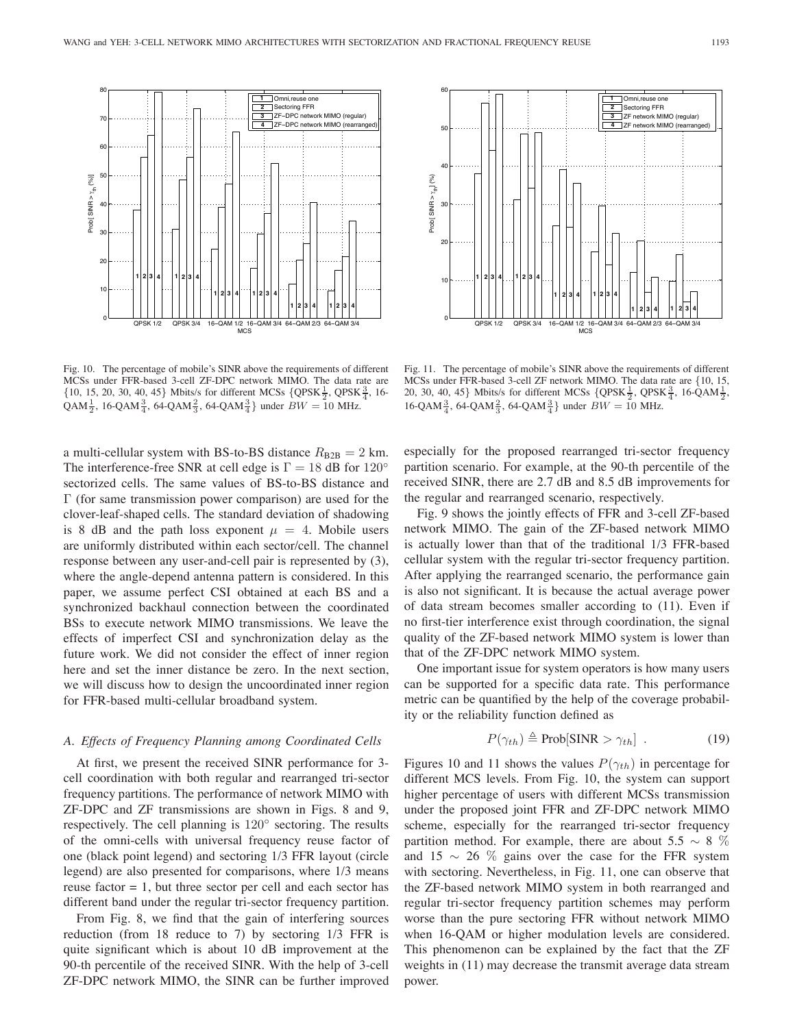Fig. 10. The percentage of mobile's SINR above the requirements of different MCSs under FFR-based 3-cell ZF-DPC network MIMO. The data rate are {10, 15, 20, 30, 40, 45} Mbits/s for different MCSs {QPSK$\frac{1}{2}$, QPSK$\frac{3}{4}$, 16-QAM$\frac{1}{2}$, 16-QAM$\frac{3}{4}$, 64-QAM$\frac{2}{3}$, 64-QAM$\frac{3}{4}$} under $BW = 10$ MHz.

Fig. 11. The percentage of mobile's SINR above the requirements of different MCSs under FFR-based 3-cell ZF network MIMO. The data rate are {10, 15, 20, 30, 40, 45} Mbits/s for different MCSs {QPSK$\frac{1}{2}$, QPSK$\frac{3}{4}$, 16-QAM$\frac{1}{2}$, 16-QAM$\frac{3}{4}$, 64-QAM$\frac{2}{3}$, 64-QAM$\frac{3}{4}$} under $BW = 10$ MHz.

a multi-cellular system with BS-to-BS distance $R_{\rm B2B} = 2$ km. The interference-free SNR at cell edge is $\Gamma = 18$ dB for $120^\circ$ sectorized cells. The same values of BS-to-BS distance and $\Gamma$ (for same transmission power comparison) are used for the clover-leaf-shaped cells. The standard deviation of shadowing is 8 dB and the path loss exponent $\mu = 4$. Mobile users are uniformly distributed within each sector/cell. The channel response between any user-and-cell pair is represented by (3), where the angle-depend antenna pattern is considered. In this paper, we assume perfect CSI obtained at each BS and a synchronized backhaul connection between the coordinated BSs to execute network MIMO transmissions. We leave the effects of imperfect CSI and synchronization delay as the future work. We did not consider the effect of inner region here and set the inner distance be zero. In the next section, we will discuss how to design the uncoordinated inner region for FFR-based multi-cellular broadband system.

### A. Effects of Frequency Planning among Coordinated Cells

At first, we present the received SINR performance for 3-cell coordination with both regular and rearranged tri-sector frequency partitions. The performance of network MIMO with ZF-DPC and ZF transmissions are shown in Figs. 8 and 9, respectively. The cell planning is $120^\circ$ sectoring. The results of the omni-cells with universal frequency reuse factor of one (black point legend) and sectoring 1/3 FFR layout (circle legend) are also presented for comparisons, where 1/3 means reuse factor = 1, but three sector per cell and each sector has different band under the regular tri-sector frequency partition.

From Fig. 8, we find that the gain of interfering sources reduction (from 18 reduce to 7) by sectoring 1/3 FFR is quite significant which is about 10 dB improvement at the 90-th percentile of the received SINR. With the help of 3-cell ZF-DPC network MIMO, the SINR can be further improved especially for the proposed rearranged tri-sector frequency partition scenario. For example, at the 90-th percentile of the received SINR, there are 2.7 dB and 8.5 dB improvements for the regular and rearranged scenario, respectively.

Fig. 9 shows the jointly effects of FFR and 3-cell ZF-based network MIMO. The gain of the ZF-based network MIMO is actually lower than that of the traditional 1/3 FFR-based cellular system with the regular tri-sector frequency partition. After applying the rearranged scenario, the performance gain is also not significant. It is because the actual average power of data stream becomes smaller according to (11). Even if no first-tier interference exist through coordination, the signal quality of the ZF-based network MIMO system is lower than that of the ZF-DPC network MIMO system.

One important issue for system operators is how many users can be supported for a specific data rate. This performance metric can be quantified by the help of the coverage probability or the reliability function defined as

$$P(\gamma_{th}) \triangleq \text{Prob}[\text{SINR} > \gamma_{th}] \ . \tag{19}$$

Figures 10 and 11 shows the values $P(\gamma_{th})$ in percentage for different MCS levels. From Fig. 10, the system can support higher percentage of users with different MCSs transmission under the proposed joint FFR and ZF-DPC network MIMO scheme, especially for the rearranged tri-sector frequency partition method. For example, there are about 5.5 $\sim$ 8 % and 15 $\sim$ 26 % gains over the case for the FFR system with sectoring. Nevertheless, in Fig. 11, one can observe that the ZF-based network MIMO system in both rearranged and regular tri-sector frequency partition schemes may perform worse than the pure sectoring FFR without network MIMO when 16-QAM or higher modulation levels are considered. This phenomenon can be explained by the fact that the ZF weights in (11) may decrease the transmit average data stream power.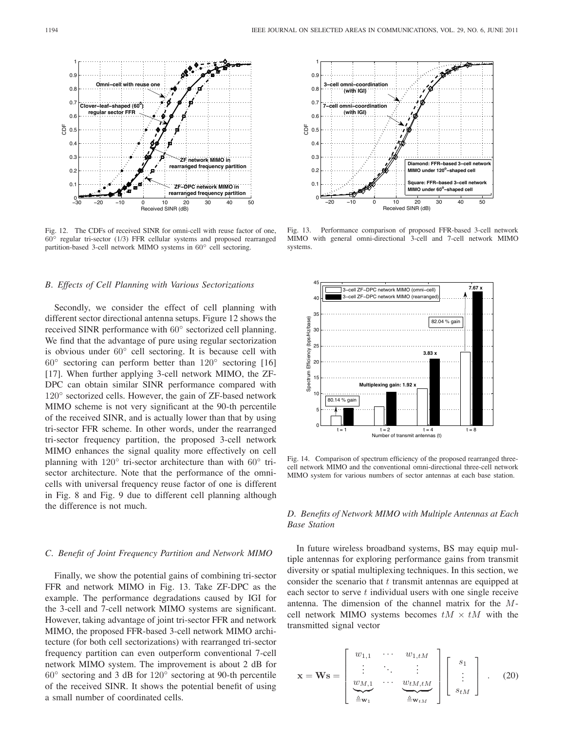Fig. 12. The CDFs of received SINR for omni-cell with reuse factor of one, 60° regular tri-sector (1/3) FFR cellular systems and proposed rearranged partition-based 3-cell network MIMO systems in 60° cell sectoring.

Fig. 13. Performance comparison of proposed FFR-based 3-cell network MIMO with general omni-directional 3-cell and 7-cell network MIMO systems.

### *B. Effects of Cell Planning with Various Sectorizations*

Secondly, we consider the effect of cell planning with different sector directional antenna setups. Figure 12 shows the received SINR performance with 60° sectorized cell planning. We find that the advantage of pure using regular sectorization is obvious under 60° cell sectoring. It is because cell with 60° sectoring can perform better than 120° sectoring [16] [17]. When further applying 3-cell network MIMO, the ZF-DPC can obtain similar SINR performance compared with 120° sectorized cells. However, the gain of ZF-based network MIMO scheme is not very significant at the 90-th percentile of the received SINR, and is actually lower than that by using tri-sector FFR scheme. In other words, under the rearranged tri-sector frequency partition, the proposed 3-cell network MIMO enhances the signal quality more effectively on cell planning with 120° tri-sector architecture than with 60° tri-sector architecture. Note that the performance of the omni-cells with universal frequency reuse factor of one is different in Fig. 8 and Fig. 9 due to different cell planning although the difference is not much.

### *C. Benefit of Joint Frequency Partition and Network MIMO*

Finally, we show the potential gains of combining tri-sector FFR and network MIMO in Fig. 13. Take ZF-DPC as the example. The performance degradations caused by IGI for the 3-cell and 7-cell network MIMO systems are significant. However, taking advantage of joint tri-sector FFR and network MIMO, the proposed FFR-based 3-cell network MIMO architecture (for both cell sectorizations) with rearranged tri-sector frequency partition can even outperform conventional 7-cell network MIMO system. The improvement is about 2 dB for 60° sectoring and 3 dB for 120° sectoring at 90-th percentile of the received SINR. It shows the potential benefit of using a small number of coordinated cells.

Fig. 14. Comparison of spectrum efficiency of the proposed rearranged three-cell network MIMO and the conventional omni-directional three-cell network MIMO system for various numbers of sector antennas at each base station.

### *D. Benefits of Network MIMO with Multiple Antennas at Each Base Station*

In future wireless broadband systems, BS may equip multiple antennas for exploring performance gains from transmit diversity or spatial multiplexing techniques. In this section, we consider the scenario that $t$ transmit antennas are equipped at each sector to serve $t$ individual users with one single receive antenna. The dimension of the channel matrix for the $M$-cell network MIMO systems becomes $tM \times tM$ with the transmitted signal vector

$$\mathbf{x} = \mathbf{W}\mathbf{s} = \left[ \begin{array}{ccc} w_{1,1} & \cdots & w_{1,tM} \\ \vdots & \ddots & \vdots \\ \underbrace{w_{M,1}}_{\triangleq \mathbf{w}_1} & \cdots & \underbrace{w_{tM,tM}}_{\triangleq \mathbf{w}_{tM}} \end{array} \right] \left[ \begin{array}{c} s_1 \\ \vdots \\ s_{tM} \end{array} \right] . \quad (20)$$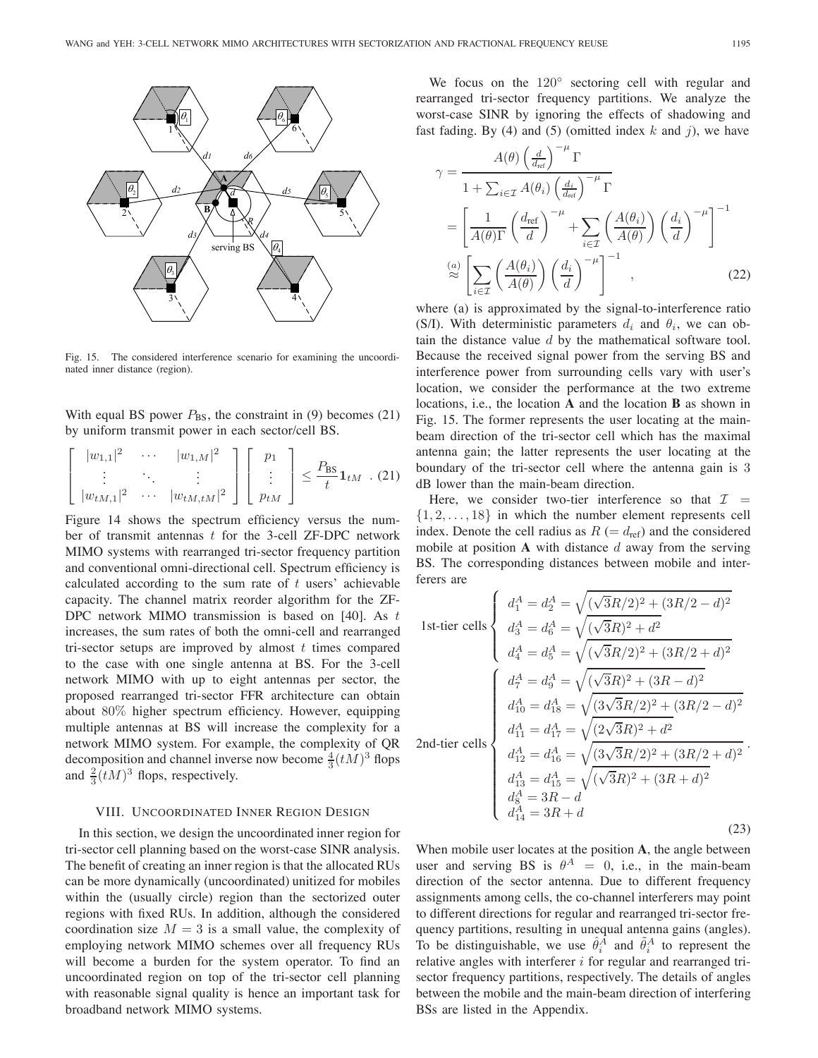Fig. 15. The considered interference scenario for examining the uncoordinated inner distance (region).

With equal BS power $P_{\text{BS}}$, the constraint in (9) becomes (21) by uniform transmit power in each sector/cell BS.

$$
\begin{bmatrix} |w_{1,1}|^2 & \cdots & |w_{1,M}|^2 \\ \vdots & \ddots & \vdots \\ |w_{tM,1}|^2 & \cdots & |w_{tM,tM}|^2 \end{bmatrix} \begin{bmatrix} p_1 \\ \vdots \\ p_{tM} \end{bmatrix} \leq \frac{P_{\text{BS}}}{t} \mathbf{1}_{tM} \quad . \tag{21}
$$

Figure 14 shows the spectrum efficiency versus the number of transmit antennas $t$ for the 3-cell ZF-DPC network MIMO systems with rearranged tri-sector frequency partition and conventional omni-directional cell. Spectrum efficiency is calculated according to the sum rate of $t$ users' achievable capacity. The channel matrix reorder algorithm for the ZF-DPC network MIMO transmission is based on [40]. As $t$ increases, the sum rates of both the omni-cell and rearranged tri-sector setups are improved by almost $t$ times compared to the case with one single antenna at BS. For the 3-cell network MIMO with up to eight antennas per sector, the proposed rearranged tri-sector FFR architecture can obtain about 80% higher spectrum efficiency. However, equipping multiple antennas at BS will increase the complexity for a network MIMO system. For example, the complexity of QR decomposition and channel inverse now become $\frac{4}{3}(tM)^3$ flops and $\frac{2}{3}(tM)^3$ flops, respectively.

## VIII. Uncoordinated Inner Region Design

In this section, we design the uncoordinated inner region for tri-sector cell planning based on the worst-case SINR analysis. The benefit of creating an inner region is that the allocated RUs can be more dynamically (uncoordinated) unitized for mobiles within the (usually circle) region than the sectorized outer regions with fixed RUs. In addition, although the considered coordination size $M = 3$ is a small value, the complexity of employing network MIMO schemes over all frequency RUs will become a burden for the system operator. To find an uncoordinated region on top of the tri-sector cell planning with reasonable signal quality is hence an important task for broadband network MIMO systems.

We focus on the 120° sectoring cell with regular and rearranged tri-sector frequency partitions. We analyze the worst-case SINR by ignoring the effects of shadowing and fast fading. By (4) and (5) (omitted index $k$ and $j$), we have

$$
\begin{aligned}
\gamma &= \frac{A(\theta)\left(\frac{d}{d_{\text{ref}}}\right)^{-\mu}\Gamma}{1+\sum_{i\in\mathcal{I}} A(\theta_i)\left(\frac{d_i}{d_{\text{ref}}}\right)^{-\mu}\Gamma} \\
&= \left[\frac{1}{A(\theta)\Gamma}\left(\frac{d_{\text{ref}}}{d}\right)^{-\mu} + \sum_{i\in\mathcal{I}}\left(\frac{A(\theta_i)}{A(\theta)}\right)\left(\frac{d_i}{d}\right)^{-\mu}\right]^{-1} \\
&\overset{(a)}{\approx} \left[\sum_{i\in\mathcal{I}}\left(\frac{A(\theta_i)}{A(\theta)}\right)\left(\frac{d_i}{d}\right)^{-\mu}\right]^{-1} ,
\end{aligned} \tag{22}
$$

where (a) is approximated by the signal-to-interference ratio (S/I). With deterministic parameters $d_i$ and $\theta_i$, we can obtain the distance value $d$ by the mathematical software tool. Because the received signal power from the serving BS and interference power from surrounding cells vary with user's location, we consider the performance at the two extreme locations, i.e., the location **A** and the location **B** as shown in Fig. 15. The former represents the user locating at the main-beam direction of the tri-sector cell which has the maximal antenna gain; the latter represents the user locating at the boundary of the tri-sector cell where the antenna gain is 3 dB lower than the main-beam direction.

Here, we consider two-tier interference so that $\mathcal{I} = \{1, 2, \ldots, 18\}$ in which the number element represents cell index. Denote the cell radius as $R$ $(= d_{\text{ref}})$ and the considered mobile at position **A** with distance $d$ away from the serving BS. The corresponding distances between mobile and interferers are

$$
\begin{aligned}
&\text{1st-tier cells} \begin{cases} d_1^A = d_2^A = \sqrt{(\sqrt{3}R/2)^2 + (3R/2 - d)^2} \\ d_3^A = d_6^A = \sqrt{(\sqrt{3}R)^2 + d^2} \\ d_4^A = d_5^A = \sqrt{(\sqrt{3}R/2)^2 + (3R/2 + d)^2} \end{cases} \\
&\text{2nd-tier cells} \begin{cases} d_7^A = d_9^A = \sqrt{(\sqrt{3}R)^2 + (3R - d)^2} \\ d_{10}^A = d_{18}^A = \sqrt{(3\sqrt{3}R/2)^2 + (3R/2 - d)^2} \\ d_{11}^A = d_{17}^A = \sqrt{(2\sqrt{3}R)^2 + d^2} \\ d_{12}^A = d_{16}^A = \sqrt{(3\sqrt{3}R/2)^2 + (3R/2 + d)^2} \\ d_{13}^A = d_{15}^A = \sqrt{(\sqrt{3}R)^2 + (3R + d)^2} \\ d_8^A = 3R - d \\ d_{14}^A = 3R + d \end{cases}
\end{aligned} \tag{23}
$$

When mobile user locates at the position **A**, the angle between user and serving BS is $\theta^A = 0$, i.e., in the main-beam direction of the sector antenna. Due to different frequency assignments among cells, the co-channel interferers may point to different directions for regular and rearranged tri-sector frequency partitions, resulting in unequal antenna gains (angles). To be distinguishable, we use $\hat{\theta}_i^A$ and $\tilde{\theta}_i^A$ to represent the relative angles with interferer $i$ for regular and rearranged tri-sector frequency partitions, respectively. The details of angles between the mobile and the main-beam direction of interfering BSs are listed in the Appendix.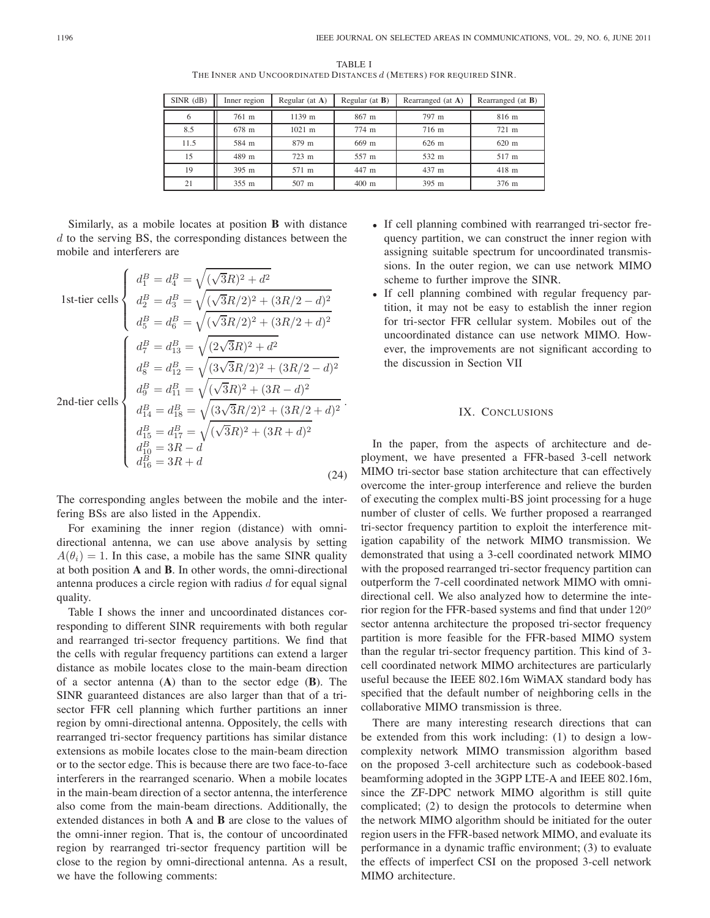TABLE I
THE INNER AND UNCOORDINATED DISTANCES $d$ (METERS) FOR REQUIRED SINR.

| SINR (dB) | Inner region | Regular (at **A**) | Regular (at **B**) | Rearranged (at **A**) | Rearranged (at **B**) |
|---|---|---|---|---|---|
| 6 | 761 m | 1139 m | 867 m | 797 m | 816 m |
| 8.5 | 678 m | 1021 m | 774 m | 716 m | 721 m |
| 11.5 | 584 m | 879 m | 669 m | 626 m | 620 m |
| 15 | 489 m | 723 m | 557 m | 532 m | 517 m |
| 19 | 395 m | 571 m | 447 m | 437 m | 418 m |
| 21 | 355 m | 507 m | 400 m | 395 m | 376 m |

Similarly, as a mobile locates at position **B** with distance $d$ to the serving BS, the corresponding distances between the mobile and interferers are

$$
\text{1st-tier cells}\begin{cases}
d_1^B = d_4^B = \sqrt{(\sqrt{3}R)^2 + d^2} \\
d_2^B = d_3^B = \sqrt{(\sqrt{3}R/2)^2 + (3R/2 - d)^2} \\
d_5^B = d_6^B = \sqrt{(\sqrt{3}R/2)^2 + (3R/2 + d)^2}
\end{cases}
$$

$$
\text{2nd-tier cells}\begin{cases}
d_7^B = d_{13}^B = \sqrt{(2\sqrt{3}R)^2 + d^2} \\
d_8^B = d_{12}^B = \sqrt{(3\sqrt{3}R/2)^2 + (3R/2 - d)^2} \\
d_9^B = d_{11}^B = \sqrt{(\sqrt{3}R)^2 + (3R - d)^2} \\
d_{14}^B = d_{18}^B = \sqrt{(3\sqrt{3}R/2)^2 + (3R/2 + d)^2} \\
d_{15}^B = d_{17}^B = \sqrt{(\sqrt{3}R)^2 + (3R + d)^2} \\
d_{10}^B = 3R - d \\
d_{16}^B = 3R + d
\end{cases} \tag{24}
$$

The corresponding angles between the mobile and the interfering BSs are also listed in the Appendix.

For examining the inner region (distance) with omni-directional antenna, we can use above analysis by setting $A(\theta_i) = 1$. In this case, a mobile has the same SINR quality at both position **A** and **B**. In other words, the omni-directional antenna produces a circle region with radius $d$ for equal signal quality.

Table I shows the inner and uncoordinated distances corresponding to different SINR requirements with both regular and rearranged tri-sector frequency partitions. We find that the cells with regular frequency partitions can extend a larger distance as mobile locates close to the main-beam direction of a sector antenna (**A**) than to the sector edge (**B**). The SINR guaranteed distances are also larger than that of a tri-sector FFR cell planning which further partitions an inner region by omni-directional antenna. Oppositely, the cells with rearranged tri-sector frequency partitions has similar distance extensions as mobile locates close to the main-beam direction or to the sector edge. This is because there are two face-to-face interferers in the rearranged scenario. When a mobile locates in the main-beam direction of a sector antenna, the interference also come from the main-beam directions. Additionally, the extended distances in both **A** and **B** are close to the values of the omni-inner region. That is, the contour of uncoordinated region by rearranged tri-sector frequency partition will be close to the region by omni-directional antenna. As a result, we have the following comments:

- If cell planning combined with rearranged tri-sector frequency partition, we can construct the inner region with assigning suitable spectrum for uncoordinated transmissions. In the outer region, we can use network MIMO scheme to further improve the SINR.
- If cell planning combined with regular frequency partition, it may not be easy to establish the inner region for tri-sector FFR cellular system. Mobiles out of the uncoordinated distance can use network MIMO. However, the improvements are not significant according to the discussion in Section VII

## IX. CONCLUSIONS

In the paper, from the aspects of architecture and deployment, we have presented a FFR-based 3-cell network MIMO tri-sector base station architecture that can effectively overcome the inter-group interference and relieve the burden of executing the complex multi-BS joint processing for a huge number of cluster of cells. We further proposed a rearranged tri-sector frequency partition to exploit the interference mitigation capability of the network MIMO transmission. We demonstrated that using a 3-cell coordinated network MIMO with the proposed rearranged tri-sector frequency partition can outperform the 7-cell coordinated network MIMO with omni-directional cell. We also analyzed how to determine the interior region for the FFR-based systems and find that under $120^o$ sector antenna architecture the proposed tri-sector frequency partition is more feasible for the FFR-based MIMO system than the regular tri-sector frequency partition. This kind of 3-cell coordinated network MIMO architectures are particularly useful because the IEEE 802.16m WiMAX standard body has specified that the default number of neighboring cells in the collaborative MIMO transmission is three.

There are many interesting research directions that can be extended from this work including: (1) to design a low-complexity network MIMO transmission algorithm based on the proposed 3-cell architecture such as codebook-based beamforming adopted in the 3GPP LTE-A and IEEE 802.16m, since the ZF-DPC network MIMO algorithm is still quite complicated; (2) to design the protocols to determine when the network MIMO algorithm should be initiated for the outer region users in the FFR-based network MIMO, and evaluate its performance in a dynamic traffic environment; (3) to evaluate the effects of imperfect CSI on the proposed 3-cell network MIMO architecture.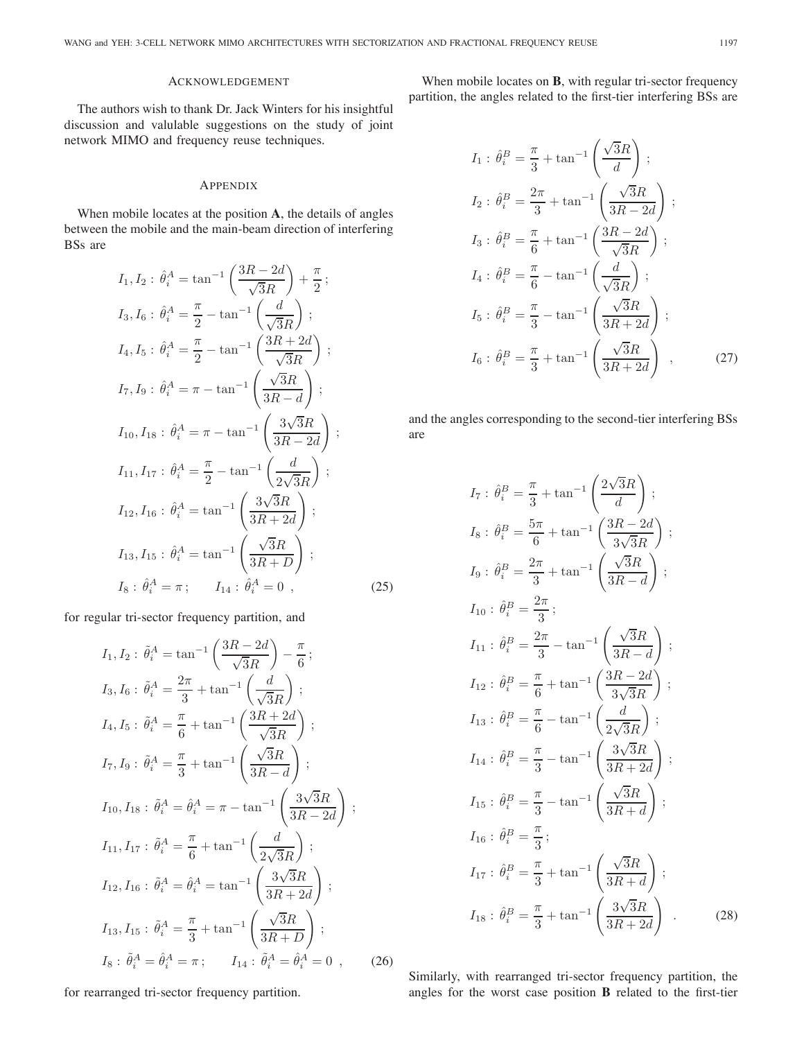## Acknowledgement

The authors wish to thank Dr. Jack Winters for his insightful discussion and valulable suggestions on the study of joint network MIMO and frequency reuse techniques.

## Appendix

When mobile locates at the position **A**, the details of angles between the mobile and the main-beam direction of interfering BSs are

$$
\begin{aligned}
&I_1, I_2 : \hat{\theta}_i^A = \tan^{-1}\left(\frac{3R-2d}{\sqrt{3}R}\right) + \frac{\pi}{2}\,; \\
&I_3, I_6 : \hat{\theta}_i^A = \frac{\pi}{2} - \tan^{-1}\left(\frac{d}{\sqrt{3}R}\right)\,; \\
&I_4, I_5 : \hat{\theta}_i^A = \frac{\pi}{2} - \tan^{-1}\left(\frac{3R+2d}{\sqrt{3}R}\right)\,; \\
&I_7, I_9 : \hat{\theta}_i^A = \pi - \tan^{-1}\left(\frac{\sqrt{3}R}{3R-d}\right)\,; \\
&I_{10}, I_{18} : \hat{\theta}_i^A = \pi - \tan^{-1}\left(\frac{3\sqrt{3}R}{3R-2d}\right)\,; \\
&I_{11}, I_{17} : \hat{\theta}_i^A = \frac{\pi}{2} - \tan^{-1}\left(\frac{d}{2\sqrt{3}R}\right)\,; \\
&I_{12}, I_{16} : \hat{\theta}_i^A = \tan^{-1}\left(\frac{3\sqrt{3}R}{3R+2d}\right)\,; \\
&I_{13}, I_{15} : \hat{\theta}_i^A = \tan^{-1}\left(\frac{\sqrt{3}R}{3R+D}\right)\,; \\
&I_8 : \hat{\theta}_i^A = \pi\,; \qquad I_{14} : \hat{\theta}_i^A = 0\ ,
\end{aligned} \tag{25}
$$

for regular tri-sector frequency partition, and

$$
\begin{aligned}
&I_1, I_2 : \tilde{\theta}_i^A = \tan^{-1}\left(\frac{3R-2d}{\sqrt{3}R}\right) - \frac{\pi}{6}\,; \\
&I_3, I_6 : \tilde{\theta}_i^A = \frac{2\pi}{3} + \tan^{-1}\left(\frac{d}{\sqrt{3}R}\right)\,; \\
&I_4, I_5 : \tilde{\theta}_i^A = \frac{\pi}{6} + \tan^{-1}\left(\frac{3R+2d}{\sqrt{3}R}\right)\,; \\
&I_7, I_9 : \tilde{\theta}_i^A = \frac{\pi}{3} + \tan^{-1}\left(\frac{\sqrt{3}R}{3R-d}\right)\,; \\
&I_{10}, I_{18} : \tilde{\theta}_i^A = \hat{\theta}_i^A = \pi - \tan^{-1}\left(\frac{3\sqrt{3}R}{3R-2d}\right)\,; \\
&I_{11}, I_{17} : \tilde{\theta}_i^A = \frac{\pi}{6} + \tan^{-1}\left(\frac{d}{2\sqrt{3}R}\right)\,; \\
&I_{12}, I_{16} : \tilde{\theta}_i^A = \hat{\theta}_i^A = \tan^{-1}\left(\frac{3\sqrt{3}R}{3R+2d}\right)\,; \\
&I_{13}, I_{15} : \tilde{\theta}_i^A = \frac{\pi}{3} + \tan^{-1}\left(\frac{\sqrt{3}R}{3R+D}\right)\,; \\
&I_8 : \tilde{\theta}_i^A = \hat{\theta}_i^A = \pi\,; \qquad I_{14} : \tilde{\theta}_i^A = \hat{\theta}_i^A = 0\ ,
\end{aligned} \tag{26}
$$

for rearranged tri-sector frequency partition.

When mobile locates on **B**, with regular tri-sector frequency partition, the angles related to the first-tier interfering BSs are

$$
\begin{aligned}
&I_1 : \hat{\theta}_i^B = \frac{\pi}{3} + \tan^{-1}\left(\frac{\sqrt{3}R}{d}\right)\,; \\
&I_2 : \hat{\theta}_i^B = \frac{2\pi}{3} + \tan^{-1}\left(\frac{\sqrt{3}R}{3R-2d}\right)\,; \\
&I_3 : \hat{\theta}_i^B = \frac{\pi}{6} + \tan^{-1}\left(\frac{3R-2d}{\sqrt{3}R}\right)\,; \\
&I_4 : \hat{\theta}_i^B = \frac{\pi}{6} - \tan^{-1}\left(\frac{d}{\sqrt{3}R}\right)\,; \\
&I_5 : \hat{\theta}_i^B = \frac{\pi}{3} - \tan^{-1}\left(\frac{\sqrt{3}R}{3R+2d}\right)\,; \\
&I_6 : \hat{\theta}_i^B = \frac{\pi}{3} + \tan^{-1}\left(\frac{\sqrt{3}R}{3R+2d}\right)\ ,
\end{aligned} \tag{27}
$$

and the angles corresponding to the second-tier interfering BSs are

$$
\begin{aligned}
&I_7 : \hat{\theta}_i^B = \frac{\pi}{3} + \tan^{-1}\left(\frac{2\sqrt{3}R}{d}\right)\,; \\
&I_8 : \hat{\theta}_i^B = \frac{5\pi}{6} + \tan^{-1}\left(\frac{3R-2d}{3\sqrt{3}R}\right)\,; \\
&I_9 : \hat{\theta}_i^B = \frac{2\pi}{3} + \tan^{-1}\left(\frac{\sqrt{3}R}{3R-d}\right)\,; \\
&I_{10} : \hat{\theta}_i^B = \frac{2\pi}{3}\,; \\
&I_{11} : \hat{\theta}_i^B = \frac{2\pi}{3} - \tan^{-1}\left(\frac{\sqrt{3}R}{3R-d}\right)\,; \\
&I_{12} : \hat{\theta}_i^B = \frac{\pi}{6} + \tan^{-1}\left(\frac{3R-2d}{3\sqrt{3}R}\right)\,; \\
&I_{13} : \hat{\theta}_i^B = \frac{\pi}{6} - \tan^{-1}\left(\frac{d}{2\sqrt{3}R}\right)\,; \\
&I_{14} : \hat{\theta}_i^B = \frac{\pi}{3} - \tan^{-1}\left(\frac{3\sqrt{3}R}{3R+2d}\right)\,; \\
&I_{15} : \hat{\theta}_i^B = \frac{\pi}{3} - \tan^{-1}\left(\frac{\sqrt{3}R}{3R+d}\right)\,; \\
&I_{16} : \hat{\theta}_i^B = \frac{\pi}{3}\,; \\
&I_{17} : \hat{\theta}_i^B = \frac{\pi}{3} + \tan^{-1}\left(\frac{\sqrt{3}R}{3R+d}\right)\,; \\
&I_{18} : \hat{\theta}_i^B = \frac{\pi}{3} + \tan^{-1}\left(\frac{3\sqrt{3}R}{3R+2d}\right)\ .
\end{aligned} \tag{28}
$$

Similarly, with rearranged tri-sector frequency partition, the angles for the worst case position **B** related to the first-tier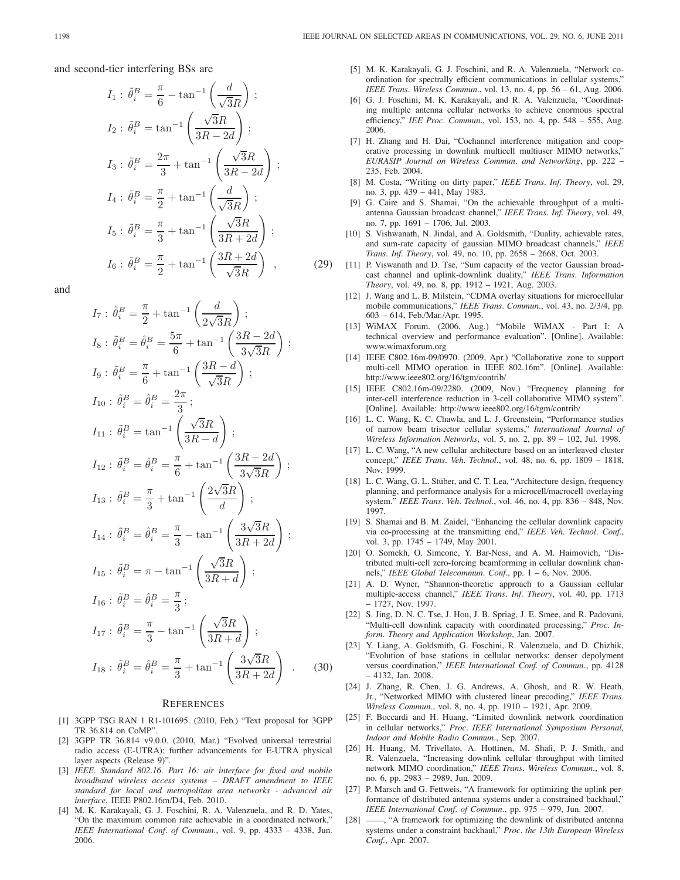and second-tier interfering BSs are

$$
\begin{aligned}
I_1 &: \tilde{\theta}_i^B = \frac{\pi}{6} - \tan^{-1}\left(\frac{d}{\sqrt{3}R}\right); \\
I_2 &: \tilde{\theta}_i^B = \tan^{-1}\left(\frac{\sqrt{3}R}{3R-2d}\right); \\
I_3 &: \tilde{\theta}_i^B = \frac{2\pi}{3} + \tan^{-1}\left(\frac{\sqrt{3}R}{3R-2d}\right); \\
I_4 &: \tilde{\theta}_i^B = \frac{\pi}{2} + \tan^{-1}\left(\frac{d}{\sqrt{3}R}\right); \\
I_5 &: \tilde{\theta}_i^B = \frac{\pi}{3} + \tan^{-1}\left(\frac{\sqrt{3}R}{3R+2d}\right); \\
I_6 &: \tilde{\theta}_i^B = \frac{\pi}{2} + \tan^{-1}\left(\frac{3R+2d}{\sqrt{3}R}\right) \quad ,
\end{aligned}
\tag{29}
$$

and

$$
\begin{aligned}
I_7 &: \tilde{\theta}_i^B = \frac{\pi}{2} + \tan^{-1}\left(\frac{d}{2\sqrt{3}R}\right); \\
I_8 &: \tilde{\theta}_i^B = \hat{\theta}_i^B = \frac{5\pi}{6} + \tan^{-1}\left(\frac{3R-2d}{3\sqrt{3}R}\right); \\
I_9 &: \tilde{\theta}_i^B = \frac{\pi}{6} + \tan^{-1}\left(\frac{3R-d}{\sqrt{3}R}\right); \\
I_{10} &: \tilde{\theta}_i^B = \hat{\theta}_i^B = \frac{2\pi}{3}; \\
I_{11} &: \tilde{\theta}_i^B = \tan^{-1}\left(\frac{\sqrt{3}R}{3R-d}\right); \\
I_{12} &: \tilde{\theta}_i^B = \hat{\theta}_i^B = \frac{\pi}{6} + \tan^{-1}\left(\frac{3R-2d}{3\sqrt{3}R}\right); \\
I_{13} &: \tilde{\theta}_i^B = \frac{\pi}{3} + \tan^{-1}\left(\frac{2\sqrt{3}R}{d}\right); \\
I_{14} &: \tilde{\theta}_i^B = \hat{\theta}_i^B = \frac{\pi}{3} - \tan^{-1}\left(\frac{3\sqrt{3}R}{3R+2d}\right); \\
I_{15} &: \tilde{\theta}_i^B = \pi - \tan^{-1}\left(\frac{\sqrt{3}R}{3R+d}\right); \\
I_{16} &: \tilde{\theta}_i^B = \hat{\theta}_i^B = \frac{\pi}{3}; \\
I_{17} &: \tilde{\theta}_i^B = \frac{\pi}{3} - \tan^{-1}\left(\frac{\sqrt{3}R}{3R+d}\right); \\
I_{18} &: \tilde{\theta}_i^B = \hat{\theta}_i^B = \frac{\pi}{3} + \tan^{-1}\left(\frac{3\sqrt{3}R}{3R+2d}\right) \quad .
\end{aligned}
\tag{30}
$$

## REFERENCES

[1] 3GPP TSG RAN 1 R1-101695. (2010, Feb.) "Text proposal for 3GPP TR 36.814 on CoMP".

[2] 3GPP TR 36.814 v9.0.0. (2010, Mar.) "Evolved universal terrestrial radio access (E-UTRA); further advancements for E-UTRA physical layer aspects (Release 9)".

[3] *IEEE. Standard 802.16. Part 16: air interface for fixed and mobile broadband wireless access systems – DRAFT amendment to IEEE standard for local and metropolitan area networks - advanced air interface*, IEEE P802.16m/D4, Feb. 2010.

[4] M. K. Karakayali, G. J. Foschini, R. A. Valenzuela, and R. D. Yates, "On the maximum common rate achievable in a coordinated network," *IEEE International Conf. of Commun.*, vol. 9, pp. 4333 – 4338, Jun. 2006.

[5] M. K. Karakayali, G. J. Foschini, and R. A. Valenzuela, "Network coordination for spectrally efficient communications in cellular systems," *IEEE Trans. Wireless Commun.*, vol. 13, no. 4, pp. 56 – 61, Aug. 2006.

[6] G. J. Foschini, M. K. Karakayali, and R. A. Valenzuela, "Coordinating multiple antenna cellular networks to achieve enormous spectral efficiency," *IEE Proc. Commun.*, vol. 153, no. 4, pp. 548 – 555, Aug. 2006.

[7] H. Zhang and H. Dai, "Cochannel interference mitigation and cooperative processing in downlink multicell multiuser MIMO networks," *EURASIP Journal on Wireless Commun. and Networking*, pp. 222 – 235, Feb. 2004.

[8] M. Costa, "Writing on dirty paper," *IEEE Trans. Inf. Theory*, vol. 29, no. 3, pp. 439 – 441, May 1983.

[9] G. Caire and S. Shamai, "On the achievable throughput of a multi-antenna Gaussian broadcast channel," *IEEE Trans. Inf. Theory*, vol. 49, no. 7, pp. 1691 – 1706, Jul. 2003.

[10] S. Vishwanath, N. Jindal, and A. Goldsmith, "Duality, achievable rates, and sum-rate capacity of gaussian MIMO broadcast channels," *IEEE Trans. Inf. Theory*, vol. 49, no. 10, pp. 2658 – 2668, Oct. 2003.

[11] P. Viswanath and D. Tse, "Sum capacity of the vector Gaussian broadcast channel and uplink-downlink duality," *IEEE Trans. Information Theory*, vol. 49, no. 8, pp. 1912 – 1921, Aug. 2003.

[12] J. Wang and L. B. Milstein, "CDMA overlay situations for microcellular mobile communications," *IEEE Trans. Commun.*, vol. 43, no. 2/3/4, pp. 603 – 614, Feb./Mar./Apr. 1995.

[13] WiMAX Forum. (2006, Aug.) "Mobile WiMAX - Part I: A technical overview and performance evaluation". [Online]. Available: www.wimaxforum.org

[14] IEEE C802.16m-09/0970. (2009, Apr.) "Collaborative zone to support multi-cell MIMO operation in IEEE 802.16m". [Online]. Available: http://www.ieee802.org/16/tgm/contrib/

[15] IEEE C802.16m-09/2280. (2009, Nov.) "Frequency planning for inter-cell interference reduction in 3-cell collaborative MIMO system". [Online]. Available: http://www.ieee802.org/16/tgm/contrib/

[16] L. C. Wang, K. C. Chawla, and L. J. Greenstein, "Performance studies of narrow beam trisector cellular systems," *International Journal of Wireless Information Networks*, vol. 5, no. 2, pp. 89 – 102, Jul. 1998.

[17] L. C. Wang, "A new cellular architecture based on an interleaved cluster concept," *IEEE Trans. Veh. Technol.*, vol. 48, no. 6, pp. 1809 – 1818, Nov. 1999.

[18] L. C. Wang, G. L. Stüber, and C. T. Lea, "Architecture design, frequency planning, and performance analysis for a microcell/macrocell overlaying system." *IEEE Trans. Veh. Technol.*, vol. 46, no. 4, pp. 836 – 848, Nov. 1997.

[19] S. Shamai and B. M. Zaidel, "Enhancing the cellular downlink capacity via co-processing at the transmitting end," *IEEE Veh. Technol. Conf.*, vol. 3, pp. 1745 – 1749, May 2001.

[20] O. Somekh, O. Simeone, Y. Bar-Ness, and A. M. Haimovich, "Distributed multi-cell zero-forcing beamforming in cellular downlink channels," *IEEE Global Telecommun. Conf.*, pp. 1 – 6, Nov. 2006.

[21] A. D. Wyner, "Shannon-theoretic approach to a Gaussian cellular multiple-access channel," *IEEE Trans. Inf. Theory*, vol. 40, pp. 1713 – 1727, Nov. 1997.

[22] S. Jing, D. N. C. Tse, J. Hou, J. B. Spriag, J. E. Smee, and R. Padovani, "Multi-cell downlink capacity with coordinated processing," *Proc. Inform. Theory and Application Workshop*, Jan. 2007.

[23] Y. Liang, A. Goldsmith, G. Foschini, R. Valenzuela, and D. Chizhik, "Evolution of base stations in cellular networks: denser depolyment versus coordination," *IEEE International Conf. of Commun.*, pp. 4128 – 4132, Jan. 2008.

[24] J. Zhang, R. Chen, J. G. Andrews, A. Ghosh, and R. W. Heath, Jr., "Networked MIMO with clustered linear precoding," *IEEE Trans. Wireless Commun.*, vol. 8, no. 4, pp. 1910 – 1921, Apr. 2009.

[25] F. Boccardi and H. Huang, "Limited downlink network coordination in cellular networks," *Proc. IEEE International Symposium Personal, Indoor and Mobile Radio Commun.*, Sep. 2007.

[26] H. Huang, M. Trivellato, A. Hottinen, M. Shafi, P. J. Smith, and R. Valenzuela, "Increasing downlink cellular throughput with limited network MIMO coordination," *IEEE Trans. Wireless Commun.*, vol. 8, no. 6, pp. 2983 – 2989, Jun. 2009.

[27] P. Marsch and G. Fettweis, "A framework for optimizing the uplink performance of distributed antenna systems under a constrained backhaul," *IEEE International Conf. of Commun.*, pp. 975 – 979, Jun. 2007.

[28] ——, "A framework for optimizing the downlink of distributed antenna systems under a constraint backhaul," *Proc. the 13th European Wireless Conf.*, Apr. 2007.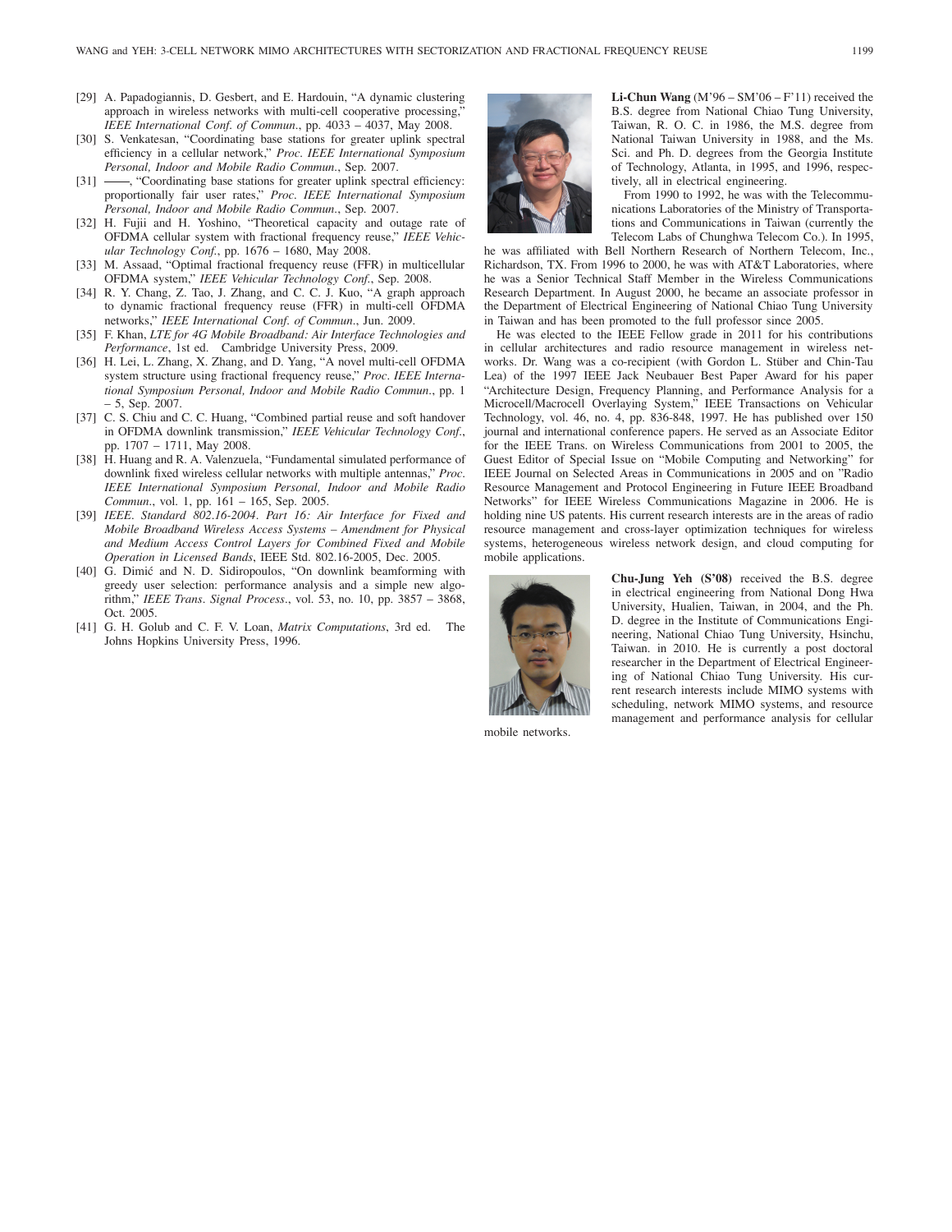[29] A. Papadogiannis, D. Gesbert, and E. Hardouin, "A dynamic clustering approach in wireless networks with multi-cell cooperative processing," *IEEE International Conf. of Commun.*, pp. 4033 – 4037, May 2008.

[30] S. Venkatesan, "Coordinating base stations for greater uplink spectral efficiency in a cellular network," *Proc. IEEE International Symposium Personal, Indoor and Mobile Radio Commun.*, Sep. 2007.

[31] ——, "Coordinating base stations for greater uplink spectral efficiency: proportionally fair user rates," *Proc. IEEE International Symposium Personal, Indoor and Mobile Radio Commun.*, Sep. 2007.

[32] H. Fujii and H. Yoshino, "Theoretical capacity and outage rate of OFDMA cellular system with fractional frequency reuse," *IEEE Vehicular Technology Conf.*, pp. 1676 – 1680, May 2008.

[33] M. Assaad, "Optimal fractional frequency reuse (FFR) in multicellular OFDMA system," *IEEE Vehicular Technology Conf.*, Sep. 2008.

[34] R. Y. Chang, Z. Tao, J. Zhang, and C. C. J. Kuo, "A graph approach to dynamic fractional frequency reuse (FFR) in multi-cell OFDMA networks," *IEEE International Conf. of Commun.*, Jun. 2009.

[35] F. Khan, *LTE for 4G Mobile Broadband: Air Interface Technologies and Performance*, 1st ed. Cambridge University Press, 2009.

[36] H. Lei, L. Zhang, X. Zhang, and D. Yang, "A novel multi-cell OFDMA system structure using fractional frequency reuse," *Proc. IEEE International Symposium Personal, Indoor and Mobile Radio Commun.*, pp. 1 – 5, Sep. 2007.

[37] C. S. Chiu and C. C. Huang, "Combined partial reuse and soft handover in OFDMA downlink transmission," *IEEE Vehicular Technology Conf.*, pp. 1707 – 1711, May 2008.

[38] H. Huang and R. A. Valenzuela, "Fundamental simulated performance of downlink fixed wireless cellular networks with multiple antennas," *Proc. IEEE International Symposium Personal, Indoor and Mobile Radio Commun.*, vol. 1, pp. 161 – 165, Sep. 2005.

[39] *IEEE. Standard 802.16-2004. Part 16: Air Interface for Fixed and Mobile Broadband Wireless Access Systems – Amendment for Physical and Medium Access Control Layers for Combined Fixed and Mobile Operation in Licensed Bands*, IEEE Std. 802.16-2005, Dec. 2005.

[40] G. Dimić and N. D. Sidiropoulos, "On downlink beamforming with greedy user selection: performance analysis and a simple new algorithm," *IEEE Trans. Signal Process.*, vol. 53, no. 10, pp. 3857 – 3868, Oct. 2005.

[41] G. H. Golub and C. F. V. Loan, *Matrix Computations*, 3rd ed. The Johns Hopkins University Press, 1996.

**Li-Chun Wang** (M'96 – SM'06 – F'11) received the B.S. degree from National Chiao Tung University, Taiwan, R. O. C. in 1986, the M.S. degree from National Taiwan University in 1988, and the Ms. Sci. and Ph. D. degrees from the Georgia Institute of Technology, Atlanta, in 1995, and 1996, respectively, all in electrical engineering.

From 1990 to 1992, he was with the Telecommunications Laboratories of the Ministry of Transportations and Communications in Taiwan (currently the Telecom Labs of Chunghwa Telecom Co.). In 1995, he was affiliated with Bell Northern Research of Northern Telecom, Inc., Richardson, TX. From 1996 to 2000, he was with AT&T Laboratories, where he was a Senior Technical Staff Member in the Wireless Communications Research Department. In August 2000, he became an associate professor in the Department of Electrical Engineering of National Chiao Tung University in Taiwan and has been promoted to the full professor since 2005.

He was elected to the IEEE Fellow grade in 2011 for his contributions in cellular architectures and radio resource management in wireless networks. Dr. Wang was a co-recipient (with Gordon L. Stüber and Chin-Tau Lea) of the 1997 IEEE Jack Neubauer Best Paper Award for his paper "Architecture Design, Frequency Planning, and Performance Analysis for a Microcell/Macrocell Overlaying System," IEEE Transactions on Vehicular Technology, vol. 46, no. 4, pp. 836-848, 1997. He has published over 150 journal and international conference papers. He served as an Associate Editor for the IEEE Trans. on Wireless Communications from 2001 to 2005, the Guest Editor of Special Issue on "Mobile Computing and Networking" for IEEE Journal on Selected Areas in Communications in 2005 and on "Radio Resource Management and Protocol Engineering in Future IEEE Broadband Networks" for IEEE Wireless Communications Magazine in 2006. He is holding nine US patents. His current research interests are in the areas of radio resource management and cross-layer optimization techniques for wireless systems, heterogeneous wireless network design, and cloud computing for mobile applications.

**Chu-Jung Yeh (S'08)** received the B.S. degree in electrical engineering from National Dong Hwa University, Hualien, Taiwan, in 2004, and the Ph. D. degree in the Institute of Communications Engineering, National Chiao Tung University, Hsinchu, Taiwan. in 2010. He is currently a post doctoral researcher in the Department of Electrical Engineering of National Chiao Tung University. His current research interests include MIMO systems with scheduling, network MIMO systems, and resource management and performance analysis for cellular mobile networks.